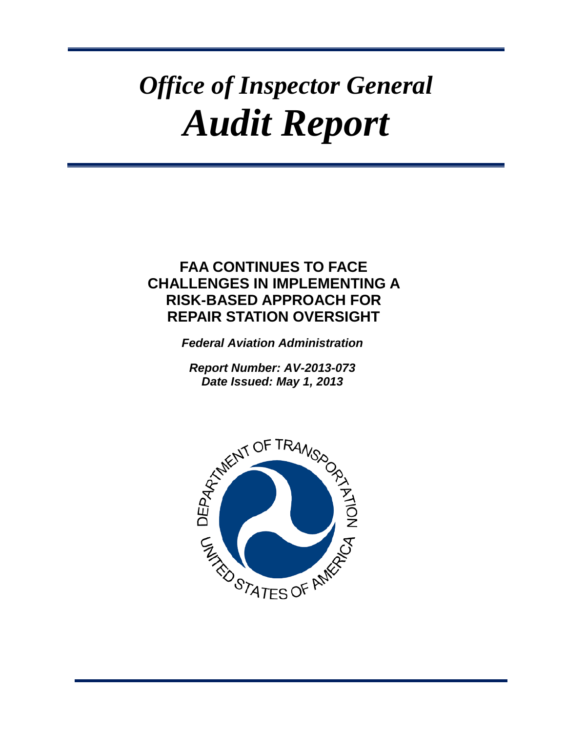# *Office of Inspector General*
# *Audit Report*

## FAA CONTINUES TO FACE CHALLENGES IN IMPLEMENTING A RISK-BASED APPROACH FOR REPAIR STATION OVERSIGHT

***Federal Aviation Administration***

***Report Number: AV-2013-073***
***Date Issued: May 1, 2013***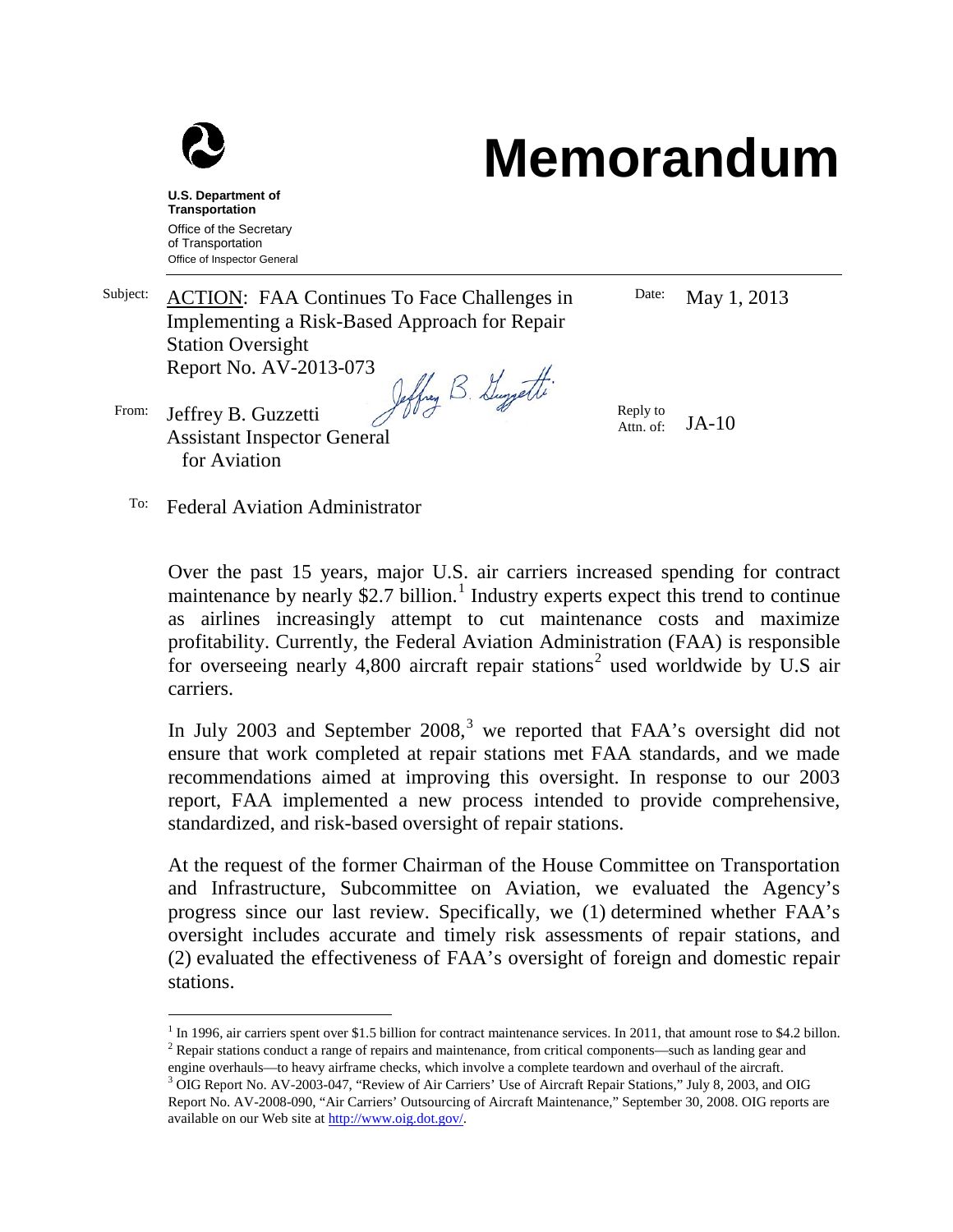# Memorandum

**U.S. Department of Transportation**
Office of the Secretary of Transportation
Office of Inspector General

Subject: ACTION: FAA Continues To Face Challenges in Implementing a Risk-Based Approach for Repair Station Oversight
Report No. AV-2013-073

Date: May 1, 2013

From: Jeffrey B. Guzzetti
Assistant Inspector General for Aviation

Reply to Attn. of: JA-10

To: Federal Aviation Administrator

Over the past 15 years, major U.S. air carriers increased spending for contract maintenance by nearly $2.7 billion.[1] Industry experts expect this trend to continue as airlines increasingly attempt to cut maintenance costs and maximize profitability. Currently, the Federal Aviation Administration (FAA) is responsible for overseeing nearly 4,800 aircraft repair stations[2] used worldwide by U.S air carriers.

In July 2003 and September 2008,[3] we reported that FAA's oversight did not ensure that work completed at repair stations met FAA standards, and we made recommendations aimed at improving this oversight. In response to our 2003 report, FAA implemented a new process intended to provide comprehensive, standardized, and risk-based oversight of repair stations.

At the request of the former Chairman of the House Committee on Transportation and Infrastructure, Subcommittee on Aviation, we evaluated the Agency's progress since our last review. Specifically, we (1) determined whether FAA's oversight includes accurate and timely risk assessments of repair stations, and (2) evaluated the effectiveness of FAA's oversight of foreign and domestic repair stations.

---

[1] In 1996, air carriers spent over $1.5 billion for contract maintenance services. In 2011, that amount rose to $4.2 billon.

[2] Repair stations conduct a range of repairs and maintenance, from critical components—such as landing gear and engine overhauls—to heavy airframe checks, which involve a complete teardown and overhaul of the aircraft.

[3] OIG Report No. AV-2003-047, "Review of Air Carriers' Use of Aircraft Repair Stations," July 8, 2003, and OIG Report No. AV-2008-090, "Air Carriers' Outsourcing of Aircraft Maintenance," September 30, 2008. OIG reports are available on our Web site at http://www.oig.dot.gov/.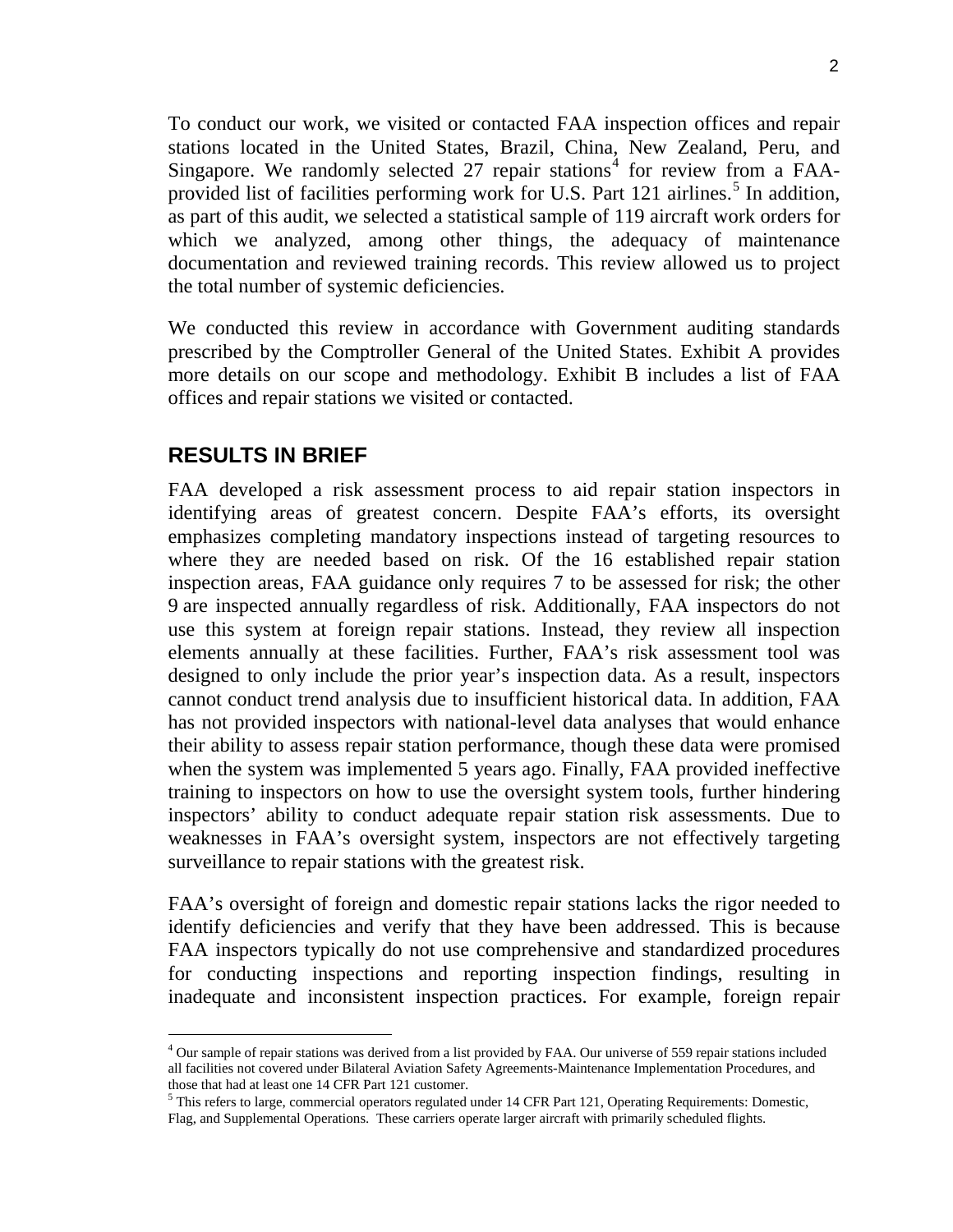To conduct our work, we visited or contacted FAA inspection offices and repair stations located in the United States, Brazil, China, New Zealand, Peru, and Singapore. We randomly selected 27 repair stations[4] for review from a FAA-provided list of facilities performing work for U.S. Part 121 airlines.[5] In addition, as part of this audit, we selected a statistical sample of 119 aircraft work orders for which we analyzed, among other things, the adequacy of maintenance documentation and reviewed training records. This review allowed us to project the total number of systemic deficiencies.

We conducted this review in accordance with Government auditing standards prescribed by the Comptroller General of the United States. Exhibit A provides more details on our scope and methodology. Exhibit B includes a list of FAA offices and repair stations we visited or contacted.

## RESULTS IN BRIEF

FAA developed a risk assessment process to aid repair station inspectors in identifying areas of greatest concern. Despite FAA's efforts, its oversight emphasizes completing mandatory inspections instead of targeting resources to where they are needed based on risk. Of the 16 established repair station inspection areas, FAA guidance only requires 7 to be assessed for risk; the other 9 are inspected annually regardless of risk. Additionally, FAA inspectors do not use this system at foreign repair stations. Instead, they review all inspection elements annually at these facilities. Further, FAA's risk assessment tool was designed to only include the prior year's inspection data. As a result, inspectors cannot conduct trend analysis due to insufficient historical data. In addition, FAA has not provided inspectors with national-level data analyses that would enhance their ability to assess repair station performance, though these data were promised when the system was implemented 5 years ago. Finally, FAA provided ineffective training to inspectors on how to use the oversight system tools, further hindering inspectors' ability to conduct adequate repair station risk assessments. Due to weaknesses in FAA's oversight system, inspectors are not effectively targeting surveillance to repair stations with the greatest risk.

FAA's oversight of foreign and domestic repair stations lacks the rigor needed to identify deficiencies and verify that they have been addressed. This is because FAA inspectors typically do not use comprehensive and standardized procedures for conducting inspections and reporting inspection findings, resulting in inadequate and inconsistent inspection practices. For example, foreign repair

---

[4] Our sample of repair stations was derived from a list provided by FAA. Our universe of 559 repair stations included all facilities not covered under Bilateral Aviation Safety Agreements-Maintenance Implementation Procedures, and those that had at least one 14 CFR Part 121 customer.

[5] This refers to large, commercial operators regulated under 14 CFR Part 121, Operating Requirements: Domestic, Flag, and Supplemental Operations. These carriers operate larger aircraft with primarily scheduled flights.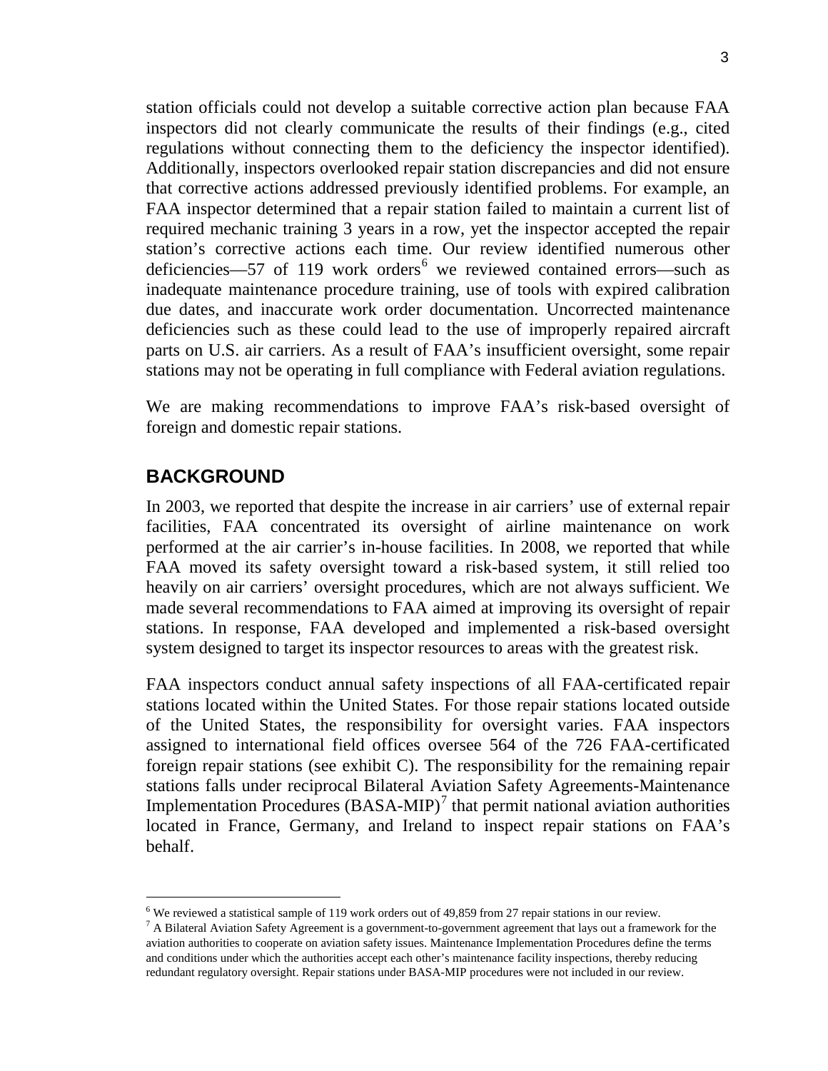station officials could not develop a suitable corrective action plan because FAA inspectors did not clearly communicate the results of their findings (e.g., cited regulations without connecting them to the deficiency the inspector identified). Additionally, inspectors overlooked repair station discrepancies and did not ensure that corrective actions addressed previously identified problems. For example, an FAA inspector determined that a repair station failed to maintain a current list of required mechanic training 3 years in a row, yet the inspector accepted the repair station's corrective actions each time. Our review identified numerous other deficiencies—57 of 119 work orders[6] we reviewed contained errors—such as inadequate maintenance procedure training, use of tools with expired calibration due dates, and inaccurate work order documentation. Uncorrected maintenance deficiencies such as these could lead to the use of improperly repaired aircraft parts on U.S. air carriers. As a result of FAA's insufficient oversight, some repair stations may not be operating in full compliance with Federal aviation regulations.

We are making recommendations to improve FAA's risk-based oversight of foreign and domestic repair stations.

## BACKGROUND

In 2003, we reported that despite the increase in air carriers' use of external repair facilities, FAA concentrated its oversight of airline maintenance on work performed at the air carrier's in-house facilities. In 2008, we reported that while FAA moved its safety oversight toward a risk-based system, it still relied too heavily on air carriers' oversight procedures, which are not always sufficient. We made several recommendations to FAA aimed at improving its oversight of repair stations. In response, FAA developed and implemented a risk-based oversight system designed to target its inspector resources to areas with the greatest risk.

FAA inspectors conduct annual safety inspections of all FAA-certificated repair stations located within the United States. For those repair stations located outside of the United States, the responsibility for oversight varies. FAA inspectors assigned to international field offices oversee 564 of the 726 FAA-certificated foreign repair stations (see exhibit C). The responsibility for the remaining repair stations falls under reciprocal Bilateral Aviation Safety Agreements-Maintenance Implementation Procedures (BASA-MIP)[7] that permit national aviation authorities located in France, Germany, and Ireland to inspect repair stations on FAA's behalf.

---

[6] We reviewed a statistical sample of 119 work orders out of 49,859 from 27 repair stations in our review.

[7] A Bilateral Aviation Safety Agreement is a government-to-government agreement that lays out a framework for the aviation authorities to cooperate on aviation safety issues. Maintenance Implementation Procedures define the terms and conditions under which the authorities accept each other's maintenance facility inspections, thereby reducing redundant regulatory oversight. Repair stations under BASA-MIP procedures were not included in our review.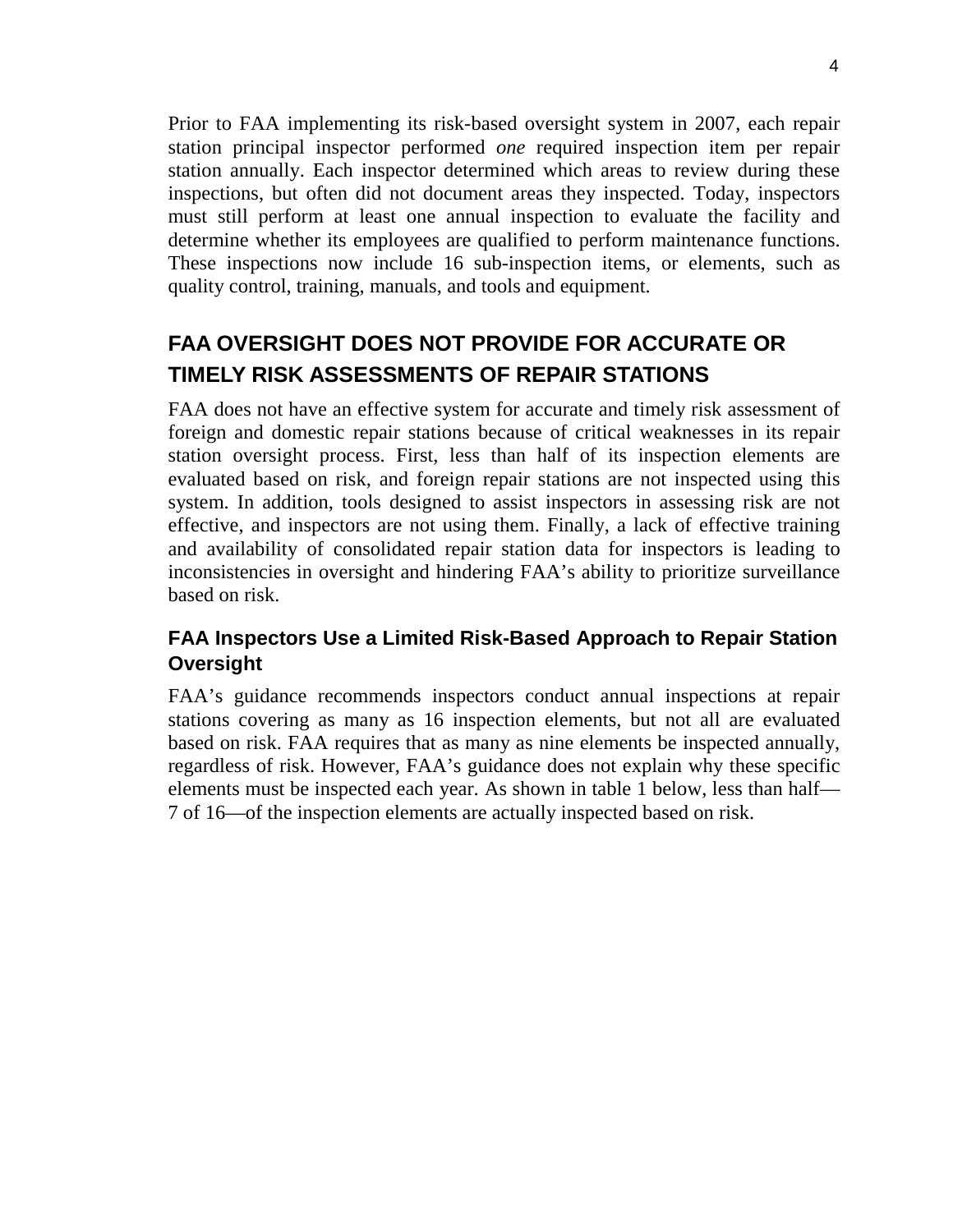Prior to FAA implementing its risk-based oversight system in 2007, each repair station principal inspector performed *one* required inspection item per repair station annually. Each inspector determined which areas to review during these inspections, but often did not document areas they inspected. Today, inspectors must still perform at least one annual inspection to evaluate the facility and determine whether its employees are qualified to perform maintenance functions. These inspections now include 16 sub-inspection items, or elements, such as quality control, training, manuals, and tools and equipment.

## FAA OVERSIGHT DOES NOT PROVIDE FOR ACCURATE OR TIMELY RISK ASSESSMENTS OF REPAIR STATIONS

FAA does not have an effective system for accurate and timely risk assessment of foreign and domestic repair stations because of critical weaknesses in its repair station oversight process. First, less than half of its inspection elements are evaluated based on risk, and foreign repair stations are not inspected using this system. In addition, tools designed to assist inspectors in assessing risk are not effective, and inspectors are not using them. Finally, a lack of effective training and availability of consolidated repair station data for inspectors is leading to inconsistencies in oversight and hindering FAA's ability to prioritize surveillance based on risk.

### FAA Inspectors Use a Limited Risk-Based Approach to Repair Station Oversight

FAA's guidance recommends inspectors conduct annual inspections at repair stations covering as many as 16 inspection elements, but not all are evaluated based on risk. FAA requires that as many as nine elements be inspected annually, regardless of risk. However, FAA's guidance does not explain why these specific elements must be inspected each year. As shown in table 1 below, less than half—7 of 16—of the inspection elements are actually inspected based on risk.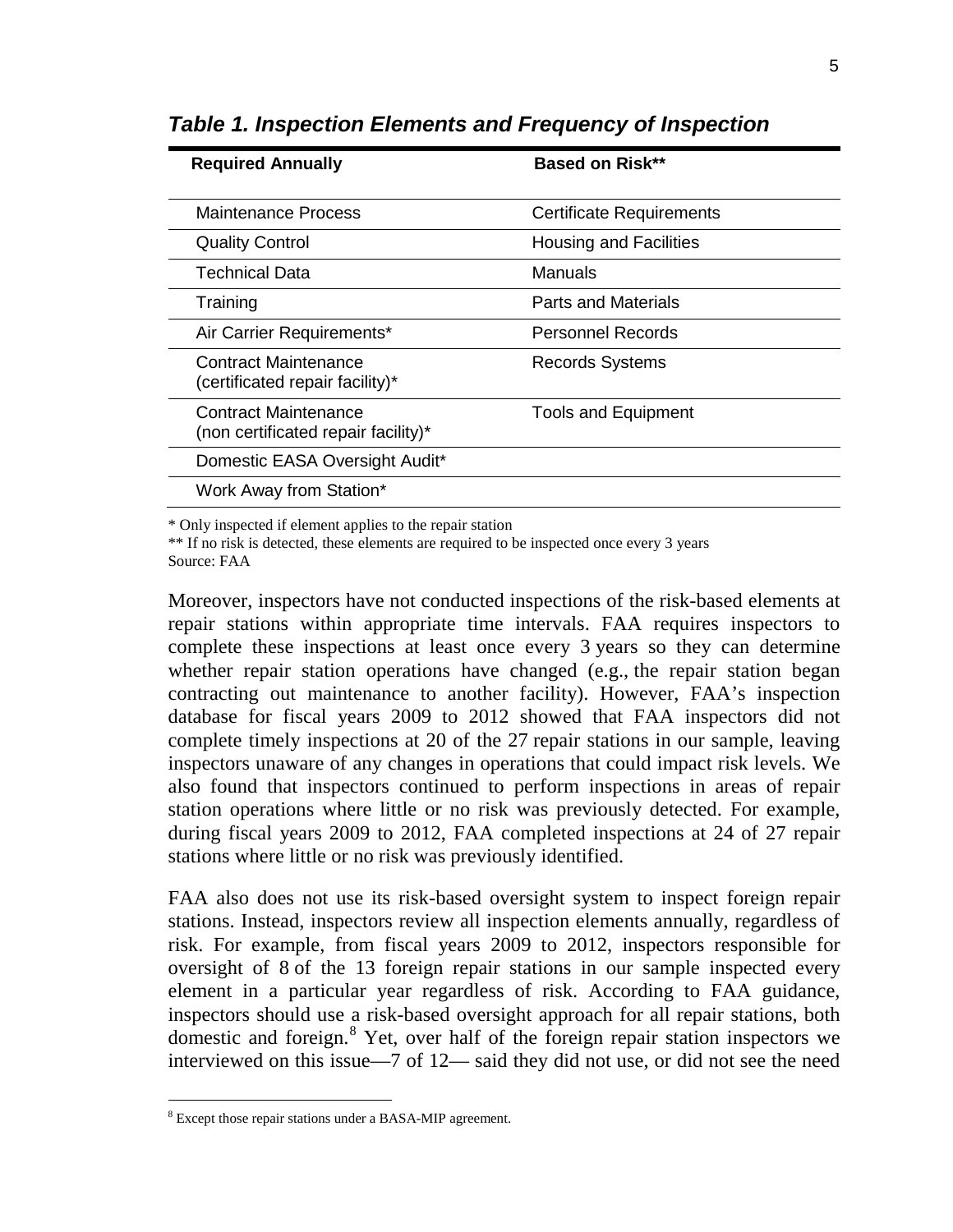***Table 1. Inspection Elements and Frequency of Inspection***

| Required Annually | Based on Risk** |
|---|---|
| Maintenance Process | Certificate Requirements |
| Quality Control | Housing and Facilities |
| Technical Data | Manuals |
| Training | Parts and Materials |
| Air Carrier Requirements* | Personnel Records |
| Contract Maintenance (certificated repair facility)* | Records Systems |
| Contract Maintenance (non certificated repair facility)* | Tools and Equipment |
| Domestic EASA Oversight Audit* | |
| Work Away from Station* | |

\* Only inspected if element applies to the repair station
** If no risk is detected, these elements are required to be inspected once every 3 years
Source: FAA

Moreover, inspectors have not conducted inspections of the risk-based elements at repair stations within appropriate time intervals. FAA requires inspectors to complete these inspections at least once every 3 years so they can determine whether repair station operations have changed (e.g., the repair station began contracting out maintenance to another facility). However, FAA's inspection database for fiscal years 2009 to 2012 showed that FAA inspectors did not complete timely inspections at 20 of the 27 repair stations in our sample, leaving inspectors unaware of any changes in operations that could impact risk levels. We also found that inspectors continued to perform inspections in areas of repair station operations where little or no risk was previously detected. For example, during fiscal years 2009 to 2012, FAA completed inspections at 24 of 27 repair stations where little or no risk was previously identified.

FAA also does not use its risk-based oversight system to inspect foreign repair stations. Instead, inspectors review all inspection elements annually, regardless of risk. For example, from fiscal years 2009 to 2012, inspectors responsible for oversight of 8 of the 13 foreign repair stations in our sample inspected every element in a particular year regardless of risk. According to FAA guidance, inspectors should use a risk-based oversight approach for all repair stations, both domestic and foreign.[8] Yet, over half of the foreign repair station inspectors we interviewed on this issue—7 of 12— said they did not use, or did not see the need

[8] Except those repair stations under a BASA-MIP agreement.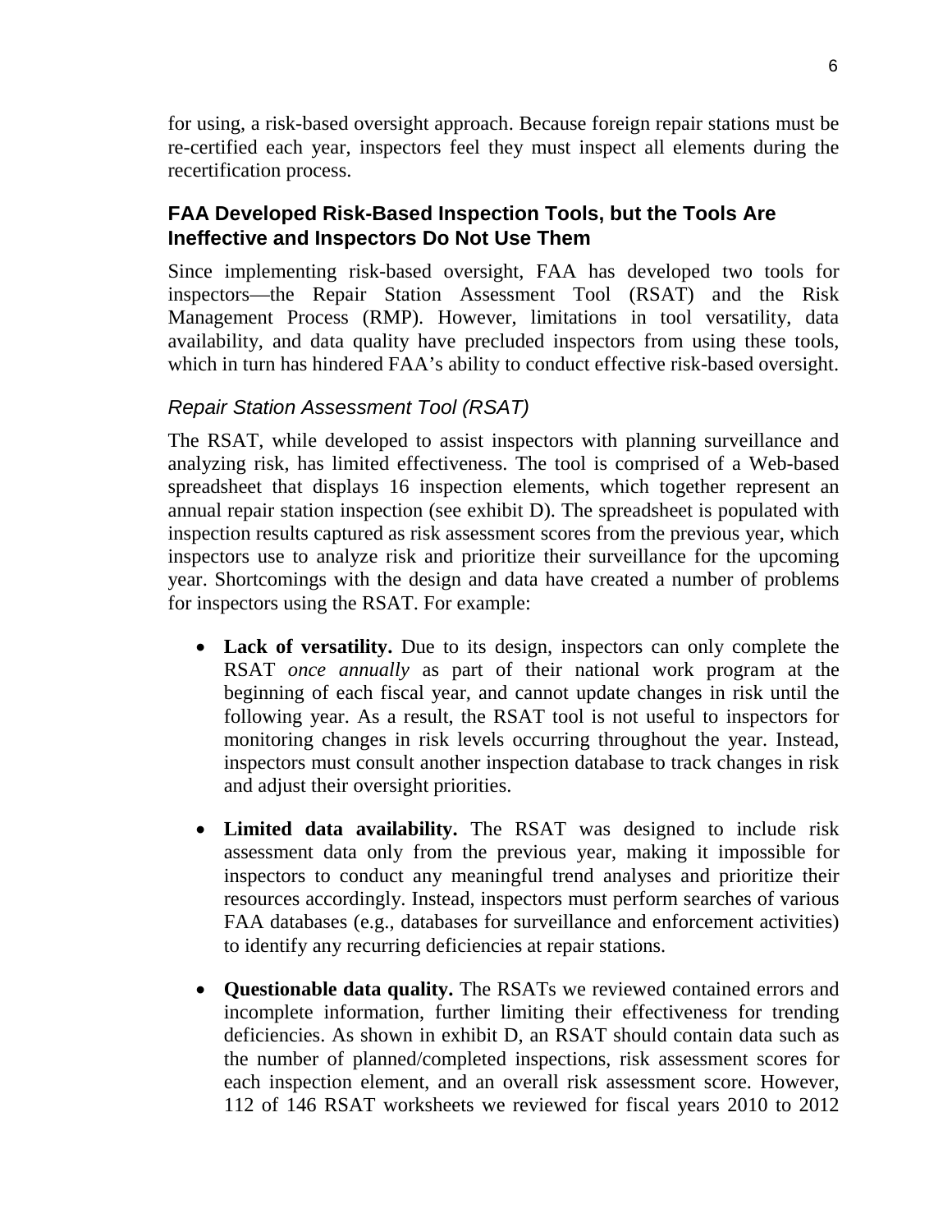for using, a risk-based oversight approach. Because foreign repair stations must be re-certified each year, inspectors feel they must inspect all elements during the recertification process.

## FAA Developed Risk-Based Inspection Tools, but the Tools Are Ineffective and Inspectors Do Not Use Them

Since implementing risk-based oversight, FAA has developed two tools for inspectors—the Repair Station Assessment Tool (RSAT) and the Risk Management Process (RMP). However, limitations in tool versatility, data availability, and data quality have precluded inspectors from using these tools, which in turn has hindered FAA's ability to conduct effective risk-based oversight.

### *Repair Station Assessment Tool (RSAT)*

The RSAT, while developed to assist inspectors with planning surveillance and analyzing risk, has limited effectiveness. The tool is comprised of a Web-based spreadsheet that displays 16 inspection elements, which together represent an annual repair station inspection (see exhibit D). The spreadsheet is populated with inspection results captured as risk assessment scores from the previous year, which inspectors use to analyze risk and prioritize their surveillance for the upcoming year. Shortcomings with the design and data have created a number of problems for inspectors using the RSAT. For example:

- **Lack of versatility.** Due to its design, inspectors can only complete the RSAT *once annually* as part of their national work program at the beginning of each fiscal year, and cannot update changes in risk until the following year. As a result, the RSAT tool is not useful to inspectors for monitoring changes in risk levels occurring throughout the year. Instead, inspectors must consult another inspection database to track changes in risk and adjust their oversight priorities.

- **Limited data availability.** The RSAT was designed to include risk assessment data only from the previous year, making it impossible for inspectors to conduct any meaningful trend analyses and prioritize their resources accordingly. Instead, inspectors must perform searches of various FAA databases (e.g., databases for surveillance and enforcement activities) to identify any recurring deficiencies at repair stations.

- **Questionable data quality.** The RSATs we reviewed contained errors and incomplete information, further limiting their effectiveness for trending deficiencies. As shown in exhibit D, an RSAT should contain data such as the number of planned/completed inspections, risk assessment scores for each inspection element, and an overall risk assessment score. However, 112 of 146 RSAT worksheets we reviewed for fiscal years 2010 to 2012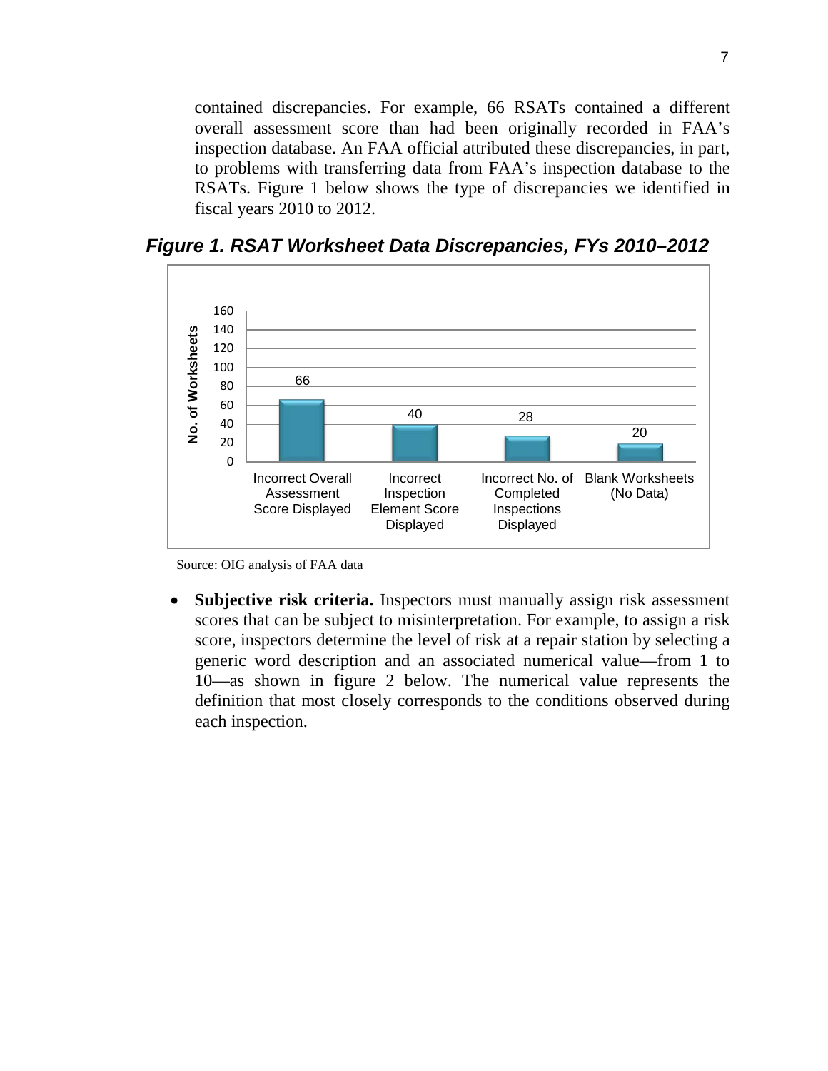contained discrepancies. For example, 66 RSATs contained a different overall assessment score than had been originally recorded in FAA's inspection database. An FAA official attributed these discrepancies, in part, to problems with transferring data from FAA's inspection database to the RSATs. Figure 1 below shows the type of discrepancies we identified in fiscal years 2010 to 2012.

***Figure 1. RSAT Worksheet Data Discrepancies, FYs 2010–2012***

| Discrepancy Type | No. of Worksheets |
|---|---|
| Incorrect Overall Assessment Score Displayed | 66 |
| Incorrect Inspection Element Score Displayed | 40 |
| Incorrect No. of Completed Inspections Displayed | 28 |
| Blank Worksheets (No Data) | 20 |

Source: OIG analysis of FAA data

- **Subjective risk criteria.** Inspectors must manually assign risk assessment scores that can be subject to misinterpretation. For example, to assign a risk score, inspectors determine the level of risk at a repair station by selecting a generic word description and an associated numerical value—from 1 to 10—as shown in figure 2 below. The numerical value represents the definition that most closely corresponds to the conditions observed during each inspection.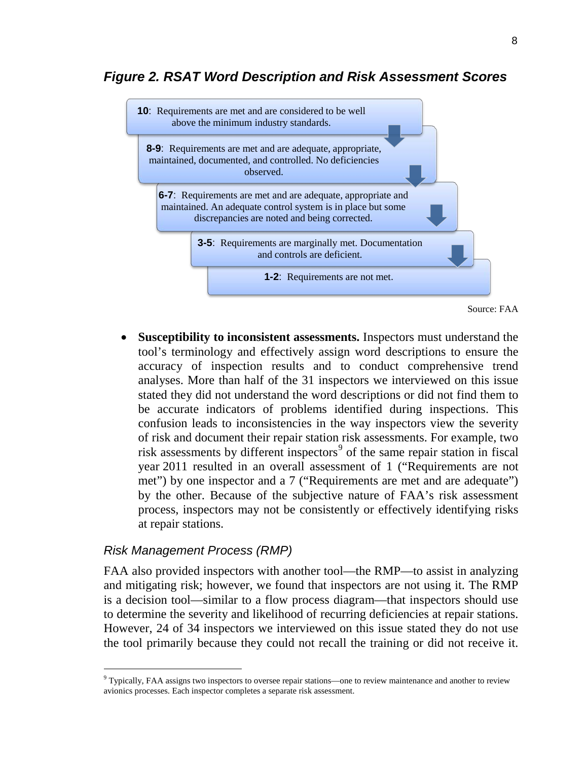### *Figure 2. RSAT Word Description and Risk Assessment Scores*

**10**: Requirements are met and are considered to be well above the minimum industry standards.

**8-9**: Requirements are met and are adequate, appropriate, maintained, documented, and controlled. No deficiencies observed.

**6-7**: Requirements are met and are adequate, appropriate and maintained. An adequate control system is in place but some discrepancies are noted and being corrected.

**3-5**: Requirements are marginally met. Documentation and controls are deficient.

**1-2**: Requirements are not met.

Source: FAA

- **Susceptibility to inconsistent assessments.** Inspectors must understand the tool's terminology and effectively assign word descriptions to ensure the accuracy of inspection results and to conduct comprehensive trend analyses. More than half of the 31 inspectors we interviewed on this issue stated they did not understand the word descriptions or did not find them to be accurate indicators of problems identified during inspections. This confusion leads to inconsistencies in the way inspectors view the severity of risk and document their repair station risk assessments. For example, two risk assessments by different inspectors[9] of the same repair station in fiscal year 2011 resulted in an overall assessment of 1 ("Requirements are not met") by one inspector and a 7 ("Requirements are met and are adequate") by the other. Because of the subjective nature of FAA's risk assessment process, inspectors may not be consistently or effectively identifying risks at repair stations.

### *Risk Management Process (RMP)*

FAA also provided inspectors with another tool—the RMP—to assist in analyzing and mitigating risk; however, we found that inspectors are not using it. The RMP is a decision tool—similar to a flow process diagram—that inspectors should use to determine the severity and likelihood of recurring deficiencies at repair stations. However, 24 of 34 inspectors we interviewed on this issue stated they do not use the tool primarily because they could not recall the training or did not receive it.

[9] Typically, FAA assigns two inspectors to oversee repair stations—one to review maintenance and another to review avionics processes. Each inspector completes a separate risk assessment.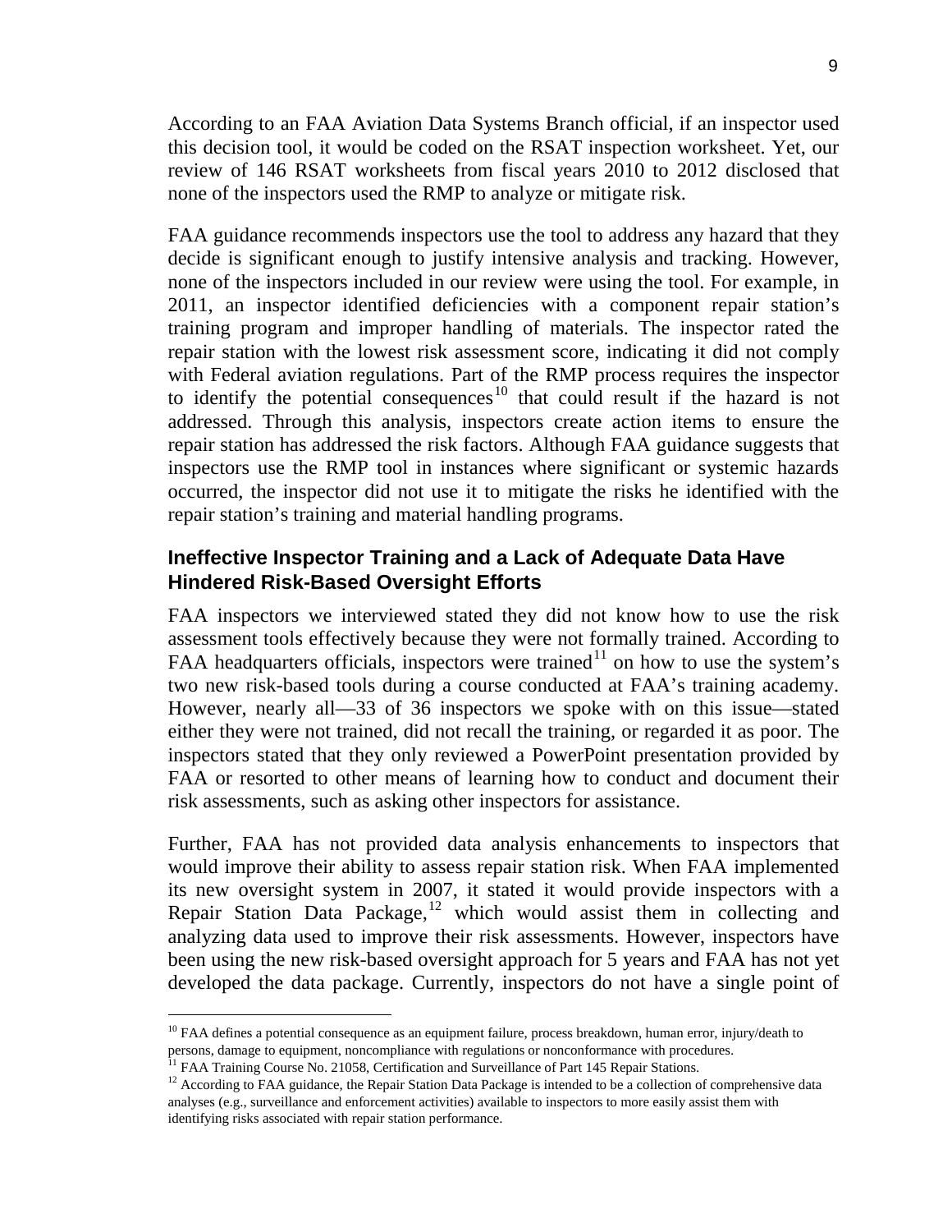According to an FAA Aviation Data Systems Branch official, if an inspector used this decision tool, it would be coded on the RSAT inspection worksheet. Yet, our review of 146 RSAT worksheets from fiscal years 2010 to 2012 disclosed that none of the inspectors used the RMP to analyze or mitigate risk.

FAA guidance recommends inspectors use the tool to address any hazard that they decide is significant enough to justify intensive analysis and tracking. However, none of the inspectors included in our review were using the tool. For example, in 2011, an inspector identified deficiencies with a component repair station's training program and improper handling of materials. The inspector rated the repair station with the lowest risk assessment score, indicating it did not comply with Federal aviation regulations. Part of the RMP process requires the inspector to identify the potential consequences[10] that could result if the hazard is not addressed. Through this analysis, inspectors create action items to ensure the repair station has addressed the risk factors. Although FAA guidance suggests that inspectors use the RMP tool in instances where significant or systemic hazards occurred, the inspector did not use it to mitigate the risks he identified with the repair station's training and material handling programs.

### Ineffective Inspector Training and a Lack of Adequate Data Have Hindered Risk-Based Oversight Efforts

FAA inspectors we interviewed stated they did not know how to use the risk assessment tools effectively because they were not formally trained. According to FAA headquarters officials, inspectors were trained[11] on how to use the system's two new risk-based tools during a course conducted at FAA's training academy. However, nearly all—33 of 36 inspectors we spoke with on this issue—stated either they were not trained, did not recall the training, or regarded it as poor. The inspectors stated that they only reviewed a PowerPoint presentation provided by FAA or resorted to other means of learning how to conduct and document their risk assessments, such as asking other inspectors for assistance.

Further, FAA has not provided data analysis enhancements to inspectors that would improve their ability to assess repair station risk. When FAA implemented its new oversight system in 2007, it stated it would provide inspectors with a Repair Station Data Package,[12] which would assist them in collecting and analyzing data used to improve their risk assessments. However, inspectors have been using the new risk-based oversight approach for 5 years and FAA has not yet developed the data package. Currently, inspectors do not have a single point of

---

[10] FAA defines a potential consequence as an equipment failure, process breakdown, human error, injury/death to persons, damage to equipment, noncompliance with regulations or nonconformance with procedures.

[11] FAA Training Course No. 21058, Certification and Surveillance of Part 145 Repair Stations.

[12] According to FAA guidance, the Repair Station Data Package is intended to be a collection of comprehensive data analyses (e.g., surveillance and enforcement activities) available to inspectors to more easily assist them with identifying risks associated with repair station performance.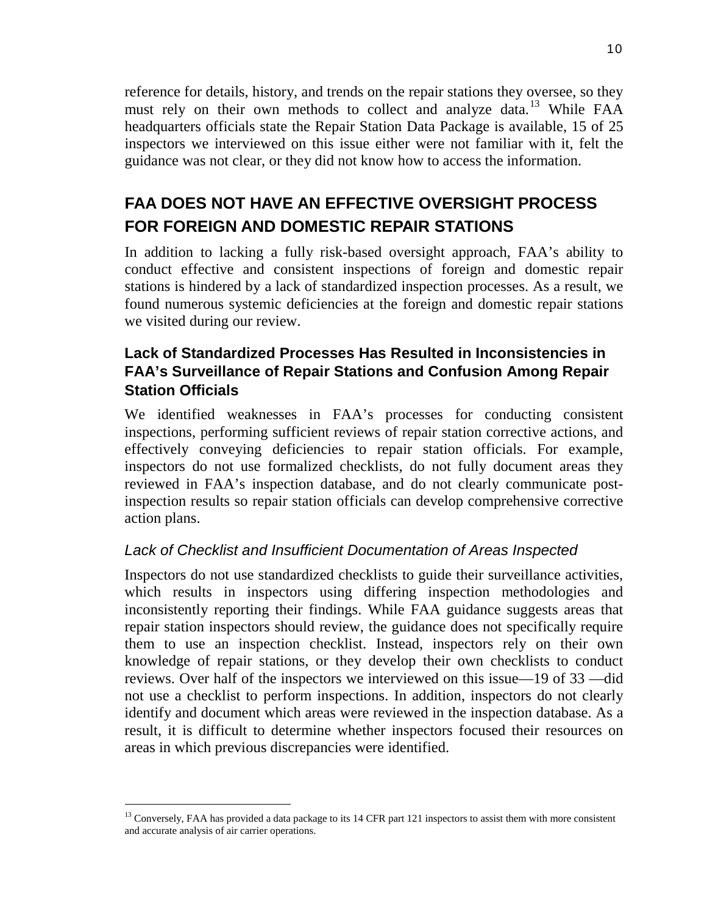reference for details, history, and trends on the repair stations they oversee, so they must rely on their own methods to collect and analyze data.[13] While FAA headquarters officials state the Repair Station Data Package is available, 15 of 25 inspectors we interviewed on this issue either were not familiar with it, felt the guidance was not clear, or they did not know how to access the information.

## FAA DOES NOT HAVE AN EFFECTIVE OVERSIGHT PROCESS FOR FOREIGN AND DOMESTIC REPAIR STATIONS

In addition to lacking a fully risk-based oversight approach, FAA's ability to conduct effective and consistent inspections of foreign and domestic repair stations is hindered by a lack of standardized inspection processes. As a result, we found numerous systemic deficiencies at the foreign and domestic repair stations we visited during our review.

### Lack of Standardized Processes Has Resulted in Inconsistencies in FAA's Surveillance of Repair Stations and Confusion Among Repair Station Officials

We identified weaknesses in FAA's processes for conducting consistent inspections, performing sufficient reviews of repair station corrective actions, and effectively conveying deficiencies to repair station officials. For example, inspectors do not use formalized checklists, do not fully document areas they reviewed in FAA's inspection database, and do not clearly communicate post-inspection results so repair station officials can develop comprehensive corrective action plans.

#### *Lack of Checklist and Insufficient Documentation of Areas Inspected*

Inspectors do not use standardized checklists to guide their surveillance activities, which results in inspectors using differing inspection methodologies and inconsistently reporting their findings. While FAA guidance suggests areas that repair station inspectors should review, the guidance does not specifically require them to use an inspection checklist. Instead, inspectors rely on their own knowledge of repair stations, or they develop their own checklists to conduct reviews. Over half of the inspectors we interviewed on this issue—19 of 33 —did not use a checklist to perform inspections. In addition, inspectors do not clearly identify and document which areas were reviewed in the inspection database. As a result, it is difficult to determine whether inspectors focused their resources on areas in which previous discrepancies were identified.

[13] Conversely, FAA has provided a data package to its 14 CFR part 121 inspectors to assist them with more consistent and accurate analysis of air carrier operations.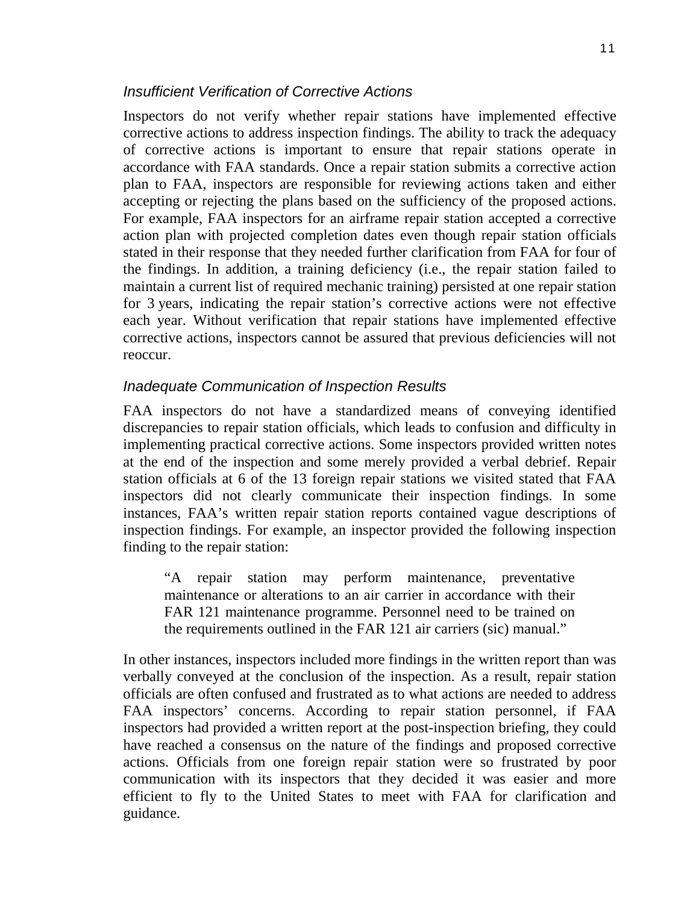### *Insufficient Verification of Corrective Actions*

Inspectors do not verify whether repair stations have implemented effective corrective actions to address inspection findings. The ability to track the adequacy of corrective actions is important to ensure that repair stations operate in accordance with FAA standards. Once a repair station submits a corrective action plan to FAA, inspectors are responsible for reviewing actions taken and either accepting or rejecting the plans based on the sufficiency of the proposed actions. For example, FAA inspectors for an airframe repair station accepted a corrective action plan with projected completion dates even though repair station officials stated in their response that they needed further clarification from FAA for four of the findings. In addition, a training deficiency (i.e., the repair station failed to maintain a current list of required mechanic training) persisted at one repair station for 3 years, indicating the repair station's corrective actions were not effective each year. Without verification that repair stations have implemented effective corrective actions, inspectors cannot be assured that previous deficiencies will not reoccur.

### *Inadequate Communication of Inspection Results*

FAA inspectors do not have a standardized means of conveying identified discrepancies to repair station officials, which leads to confusion and difficulty in implementing practical corrective actions. Some inspectors provided written notes at the end of the inspection and some merely provided a verbal debrief. Repair station officials at 6 of the 13 foreign repair stations we visited stated that FAA inspectors did not clearly communicate their inspection findings. In some instances, FAA's written repair station reports contained vague descriptions of inspection findings. For example, an inspector provided the following inspection finding to the repair station:

> "A repair station may perform maintenance, preventative maintenance or alterations to an air carrier in accordance with their FAR 121 maintenance programme. Personnel need to be trained on the requirements outlined in the FAR 121 air carriers (sic) manual."

In other instances, inspectors included more findings in the written report than was verbally conveyed at the conclusion of the inspection. As a result, repair station officials are often confused and frustrated as to what actions are needed to address FAA inspectors' concerns. According to repair station personnel, if FAA inspectors had provided a written report at the post-inspection briefing, they could have reached a consensus on the nature of the findings and proposed corrective actions. Officials from one foreign repair station were so frustrated by poor communication with its inspectors that they decided it was easier and more efficient to fly to the United States to meet with FAA for clarification and guidance.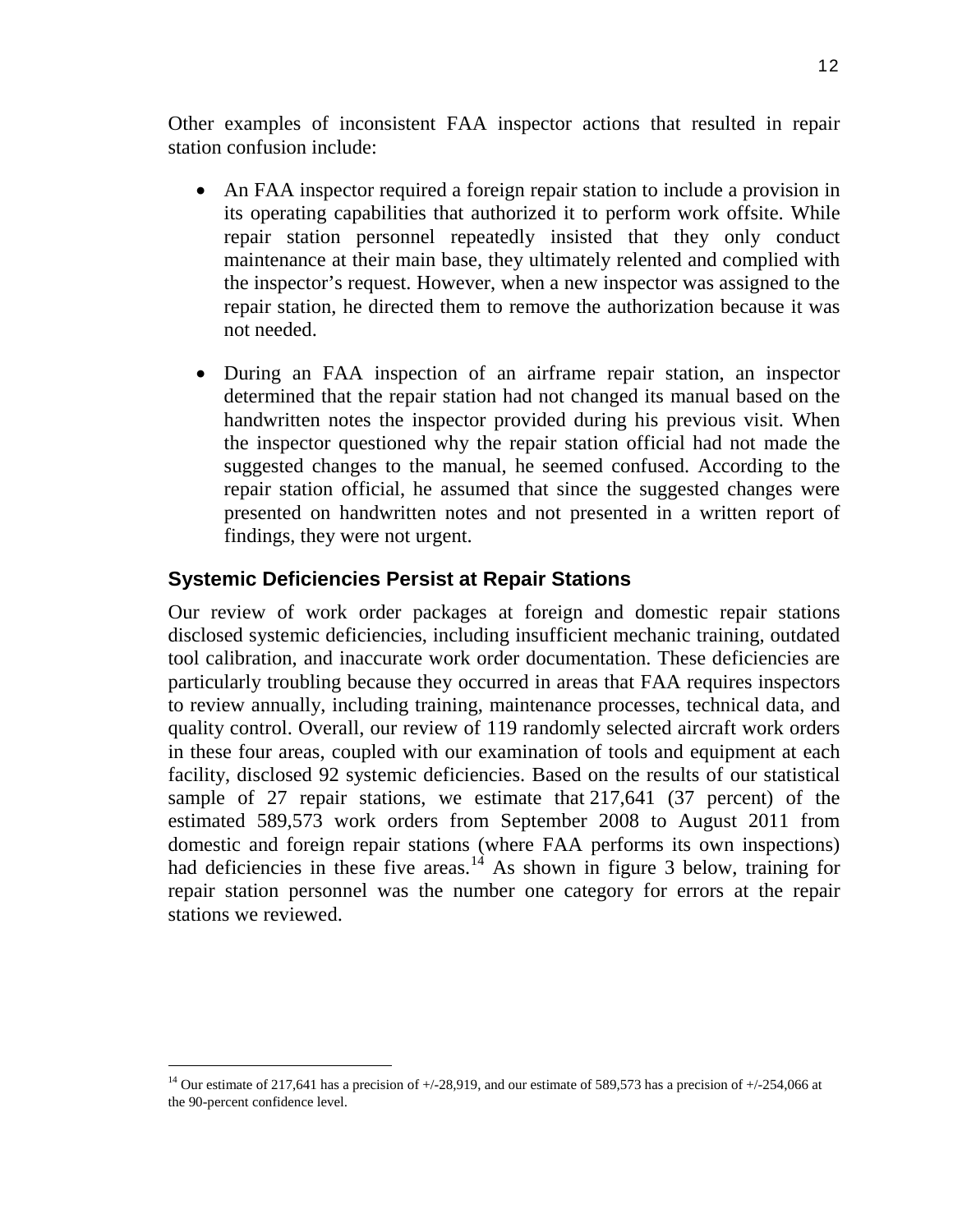Other examples of inconsistent FAA inspector actions that resulted in repair station confusion include:

- An FAA inspector required a foreign repair station to include a provision in its operating capabilities that authorized it to perform work offsite. While repair station personnel repeatedly insisted that they only conduct maintenance at their main base, they ultimately relented and complied with the inspector's request. However, when a new inspector was assigned to the repair station, he directed them to remove the authorization because it was not needed.
- During an FAA inspection of an airframe repair station, an inspector determined that the repair station had not changed its manual based on the handwritten notes the inspector provided during his previous visit. When the inspector questioned why the repair station official had not made the suggested changes to the manual, he seemed confused. According to the repair station official, he assumed that since the suggested changes were presented on handwritten notes and not presented in a written report of findings, they were not urgent.

## Systemic Deficiencies Persist at Repair Stations

Our review of work order packages at foreign and domestic repair stations disclosed systemic deficiencies, including insufficient mechanic training, outdated tool calibration, and inaccurate work order documentation. These deficiencies are particularly troubling because they occurred in areas that FAA requires inspectors to review annually, including training, maintenance processes, technical data, and quality control. Overall, our review of 119 randomly selected aircraft work orders in these four areas, coupled with our examination of tools and equipment at each facility, disclosed 92 systemic deficiencies. Based on the results of our statistical sample of 27 repair stations, we estimate that 217,641 (37 percent) of the estimated 589,573 work orders from September 2008 to August 2011 from domestic and foreign repair stations (where FAA performs its own inspections) had deficiencies in these five areas.[14] As shown in figure 3 below, training for repair station personnel was the number one category for errors at the repair stations we reviewed.

[14] Our estimate of 217,641 has a precision of +/-28,919, and our estimate of 589,573 has a precision of +/-254,066 at the 90-percent confidence level.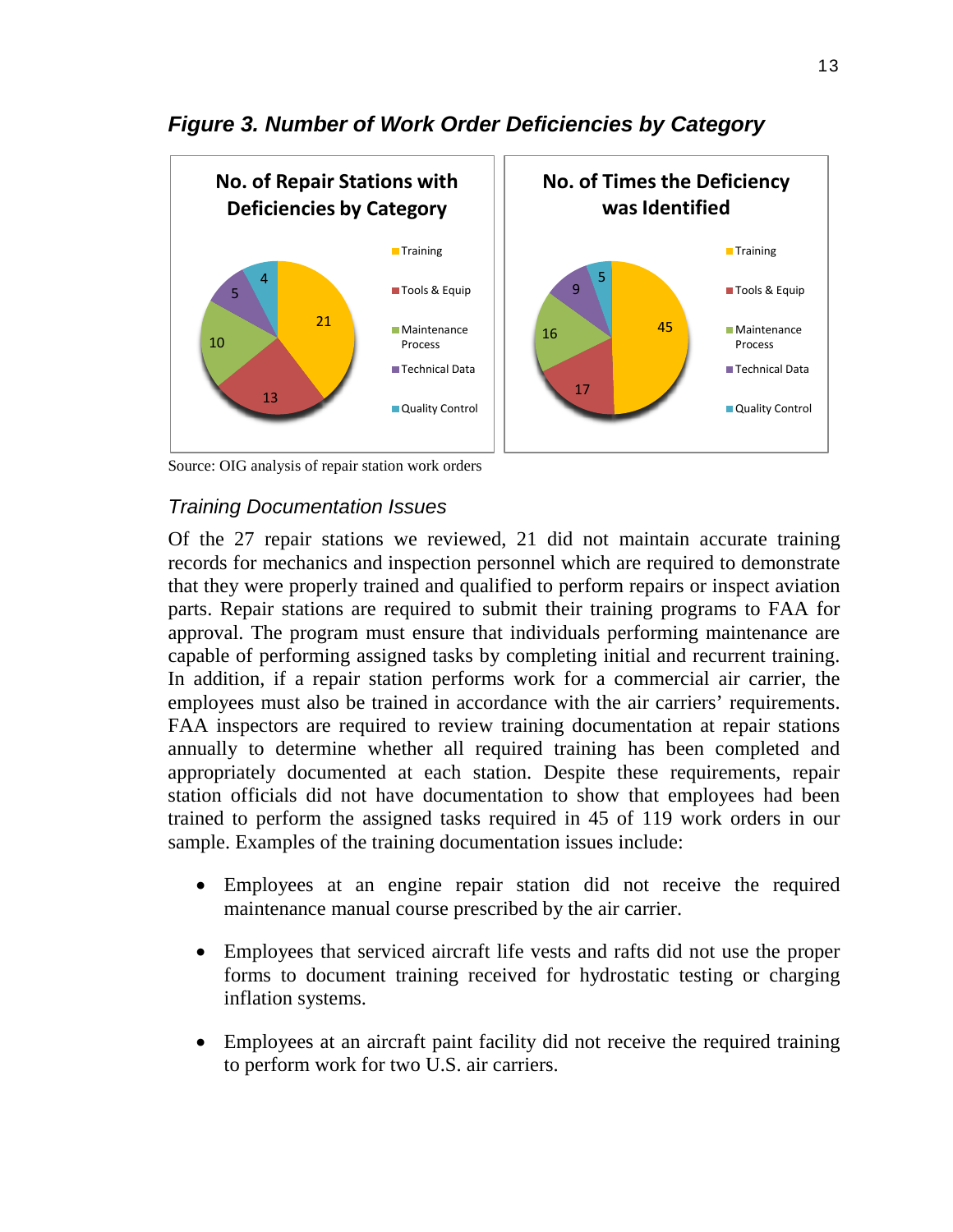***Figure 3. Number of Work Order Deficiencies by Category***

**No. of Repair Stations with Deficiencies by Category**

| Category | Number |
|---|---|
| Training | 21 |
| Tools & Equip | 13 |
| Maintenance Process | 10 |
| Technical Data | 5 |
| Quality Control | 4 |

**No. of Times the Deficiency was Identified**

| Category | Number |
|---|---|
| Training | 45 |
| Tools & Equip | 17 |
| Maintenance Process | 16 |
| Technical Data | 9 |
| Quality Control | 5 |

Source: OIG analysis of repair station work orders

### *Training Documentation Issues*

Of the 27 repair stations we reviewed, 21 did not maintain accurate training records for mechanics and inspection personnel which are required to demonstrate that they were properly trained and qualified to perform repairs or inspect aviation parts. Repair stations are required to submit their training programs to FAA for approval. The program must ensure that individuals performing maintenance are capable of performing assigned tasks by completing initial and recurrent training. In addition, if a repair station performs work for a commercial air carrier, the employees must also be trained in accordance with the air carriers' requirements. FAA inspectors are required to review training documentation at repair stations annually to determine whether all required training has been completed and appropriately documented at each station. Despite these requirements, repair station officials did not have documentation to show that employees had been trained to perform the assigned tasks required in 45 of 119 work orders in our sample. Examples of the training documentation issues include:

- Employees at an engine repair station did not receive the required maintenance manual course prescribed by the air carrier.
- Employees that serviced aircraft life vests and rafts did not use the proper forms to document training received for hydrostatic testing or charging inflation systems.
- Employees at an aircraft paint facility did not receive the required training to perform work for two U.S. air carriers.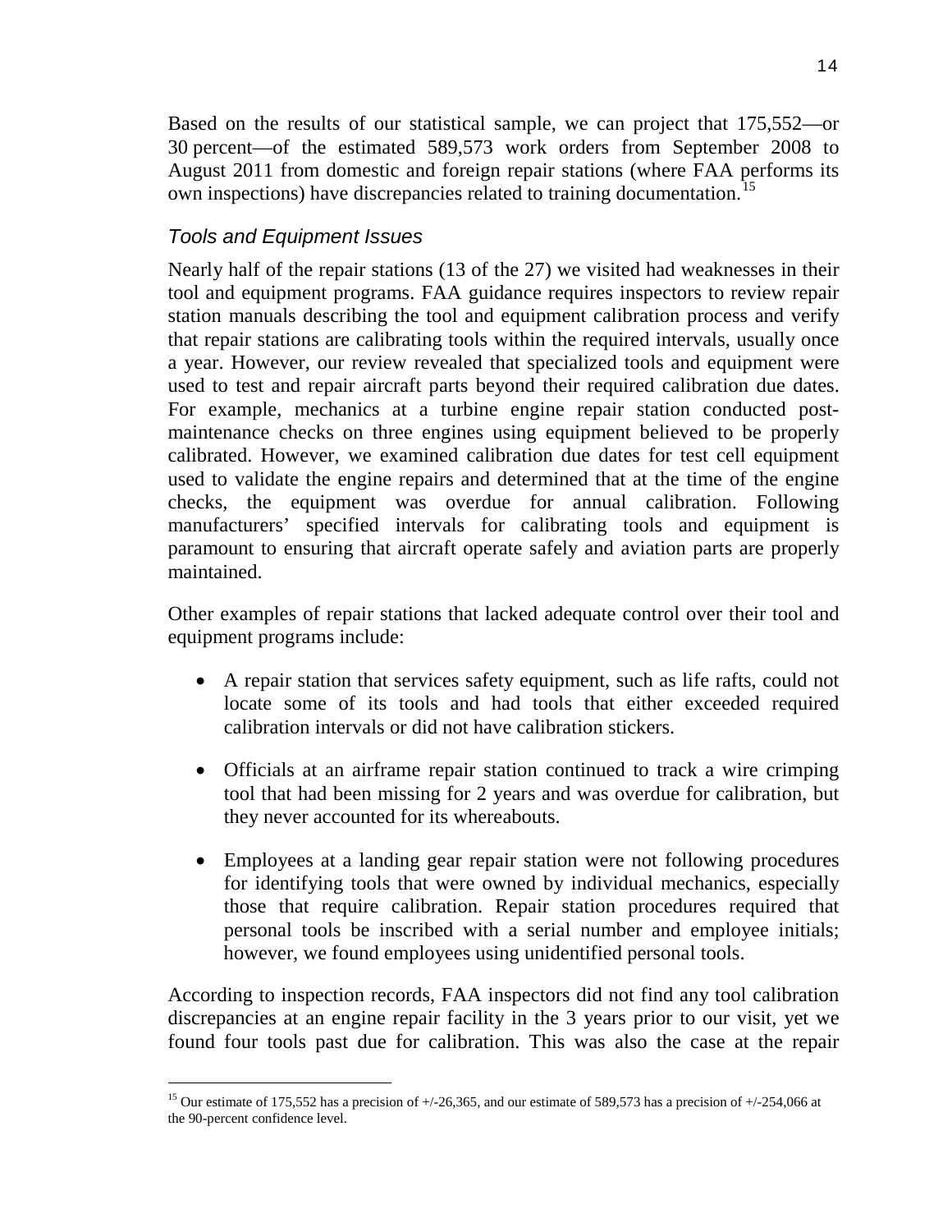Based on the results of our statistical sample, we can project that 175,552—or 30 percent—of the estimated 589,573 work orders from September 2008 to August 2011 from domestic and foreign repair stations (where FAA performs its own inspections) have discrepancies related to training documentation.[15]

### *Tools and Equipment Issues*

Nearly half of the repair stations (13 of the 27) we visited had weaknesses in their tool and equipment programs. FAA guidance requires inspectors to review repair station manuals describing the tool and equipment calibration process and verify that repair stations are calibrating tools within the required intervals, usually once a year. However, our review revealed that specialized tools and equipment were used to test and repair aircraft parts beyond their required calibration due dates. For example, mechanics at a turbine engine repair station conducted post-maintenance checks on three engines using equipment believed to be properly calibrated. However, we examined calibration due dates for test cell equipment used to validate the engine repairs and determined that at the time of the engine checks, the equipment was overdue for annual calibration. Following manufacturers' specified intervals for calibrating tools and equipment is paramount to ensuring that aircraft operate safely and aviation parts are properly maintained.

Other examples of repair stations that lacked adequate control over their tool and equipment programs include:

- A repair station that services safety equipment, such as life rafts, could not locate some of its tools and had tools that either exceeded required calibration intervals or did not have calibration stickers.
- Officials at an airframe repair station continued to track a wire crimping tool that had been missing for 2 years and was overdue for calibration, but they never accounted for its whereabouts.
- Employees at a landing gear repair station were not following procedures for identifying tools that were owned by individual mechanics, especially those that require calibration. Repair station procedures required that personal tools be inscribed with a serial number and employee initials; however, we found employees using unidentified personal tools.

According to inspection records, FAA inspectors did not find any tool calibration discrepancies at an engine repair facility in the 3 years prior to our visit, yet we found four tools past due for calibration. This was also the case at the repair

---

[15] Our estimate of 175,552 has a precision of +/-26,365, and our estimate of 589,573 has a precision of +/-254,066 at the 90-percent confidence level.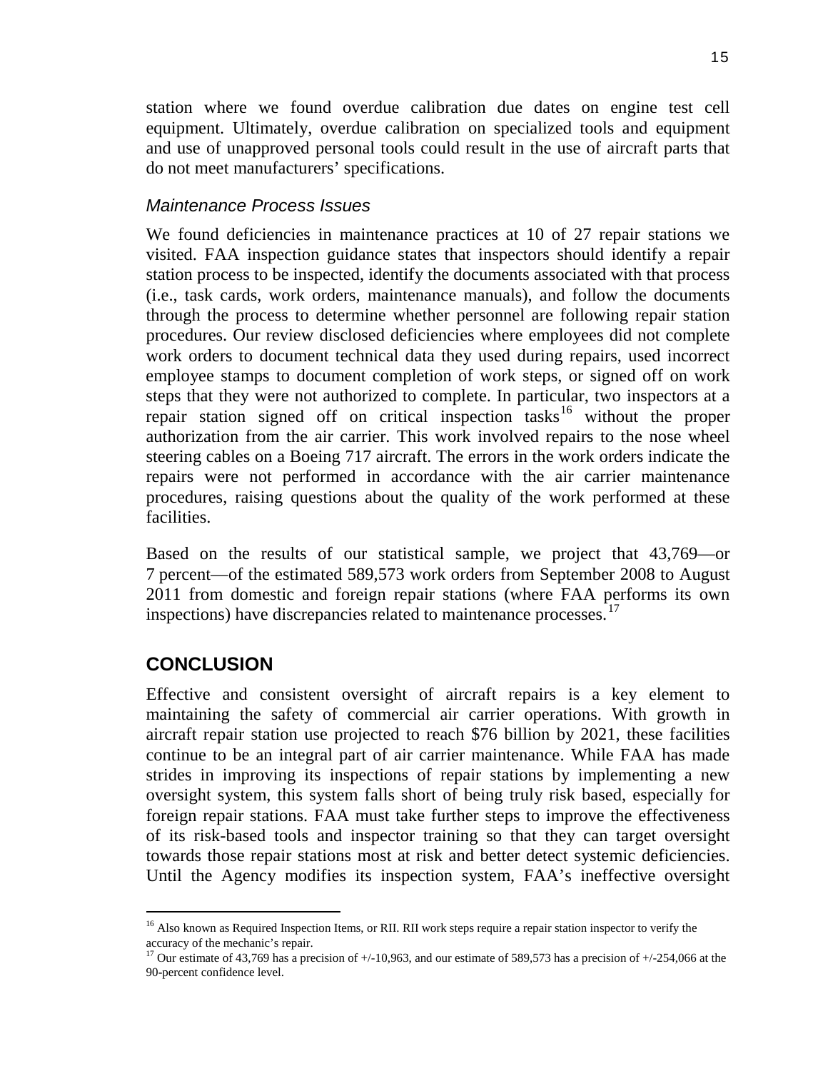station where we found overdue calibration due dates on engine test cell equipment. Ultimately, overdue calibration on specialized tools and equipment and use of unapproved personal tools could result in the use of aircraft parts that do not meet manufacturers' specifications.

### *Maintenance Process Issues*

We found deficiencies in maintenance practices at 10 of 27 repair stations we visited. FAA inspection guidance states that inspectors should identify a repair station process to be inspected, identify the documents associated with that process (i.e., task cards, work orders, maintenance manuals), and follow the documents through the process to determine whether personnel are following repair station procedures. Our review disclosed deficiencies where employees did not complete work orders to document technical data they used during repairs, used incorrect employee stamps to document completion of work steps, or signed off on work steps that they were not authorized to complete. In particular, two inspectors at a repair station signed off on critical inspection tasks[16] without the proper authorization from the air carrier. This work involved repairs to the nose wheel steering cables on a Boeing 717 aircraft. The errors in the work orders indicate the repairs were not performed in accordance with the air carrier maintenance procedures, raising questions about the quality of the work performed at these facilities.

Based on the results of our statistical sample, we project that 43,769—or 7 percent—of the estimated 589,573 work orders from September 2008 to August 2011 from domestic and foreign repair stations (where FAA performs its own inspections) have discrepancies related to maintenance processes.[17]

## CONCLUSION

Effective and consistent oversight of aircraft repairs is a key element to maintaining the safety of commercial air carrier operations. With growth in aircraft repair station use projected to reach $76 billion by 2021, these facilities continue to be an integral part of air carrier maintenance. While FAA has made strides in improving its inspections of repair stations by implementing a new oversight system, this system falls short of being truly risk based, especially for foreign repair stations. FAA must take further steps to improve the effectiveness of its risk-based tools and inspector training so that they can target oversight towards those repair stations most at risk and better detect systemic deficiencies. Until the Agency modifies its inspection system, FAA's ineffective oversight

---

[16] Also known as Required Inspection Items, or RII. RII work steps require a repair station inspector to verify the accuracy of the mechanic's repair.

[17] Our estimate of 43,769 has a precision of +/-10,963, and our estimate of 589,573 has a precision of +/-254,066 at the 90-percent confidence level.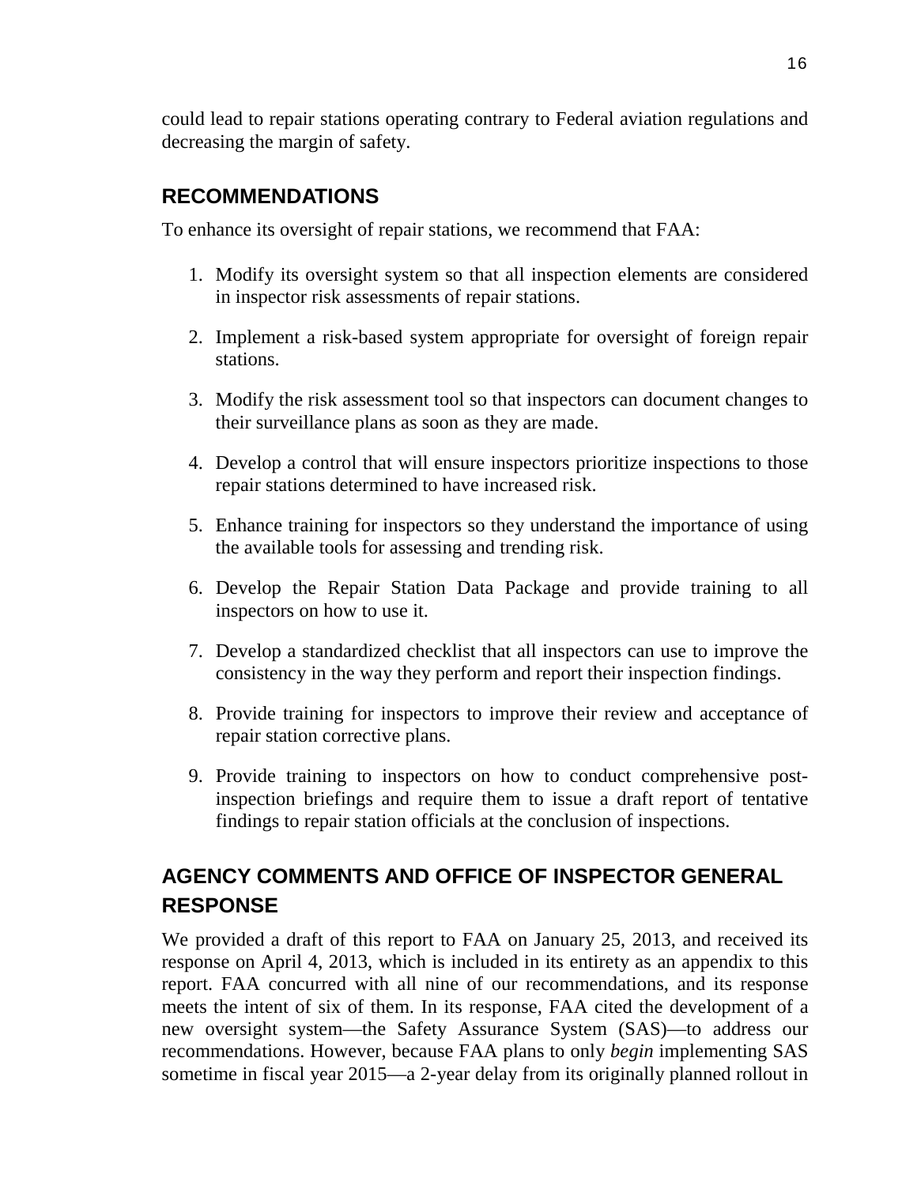could lead to repair stations operating contrary to Federal aviation regulations and decreasing the margin of safety.

## RECOMMENDATIONS

To enhance its oversight of repair stations, we recommend that FAA:

1. Modify its oversight system so that all inspection elements are considered in inspector risk assessments of repair stations.
2. Implement a risk-based system appropriate for oversight of foreign repair stations.
3. Modify the risk assessment tool so that inspectors can document changes to their surveillance plans as soon as they are made.
4. Develop a control that will ensure inspectors prioritize inspections to those repair stations determined to have increased risk.
5. Enhance training for inspectors so they understand the importance of using the available tools for assessing and trending risk.
6. Develop the Repair Station Data Package and provide training to all inspectors on how to use it.
7. Develop a standardized checklist that all inspectors can use to improve the consistency in the way they perform and report their inspection findings.
8. Provide training for inspectors to improve their review and acceptance of repair station corrective plans.
9. Provide training to inspectors on how to conduct comprehensive post-inspection briefings and require them to issue a draft report of tentative findings to repair station officials at the conclusion of inspections.

## AGENCY COMMENTS AND OFFICE OF INSPECTOR GENERAL RESPONSE

We provided a draft of this report to FAA on January 25, 2013, and received its response on April 4, 2013, which is included in its entirety as an appendix to this report. FAA concurred with all nine of our recommendations, and its response meets the intent of six of them. In its response, FAA cited the development of a new oversight system—the Safety Assurance System (SAS)—to address our recommendations. However, because FAA plans to only *begin* implementing SAS sometime in fiscal year 2015—a 2-year delay from its originally planned rollout in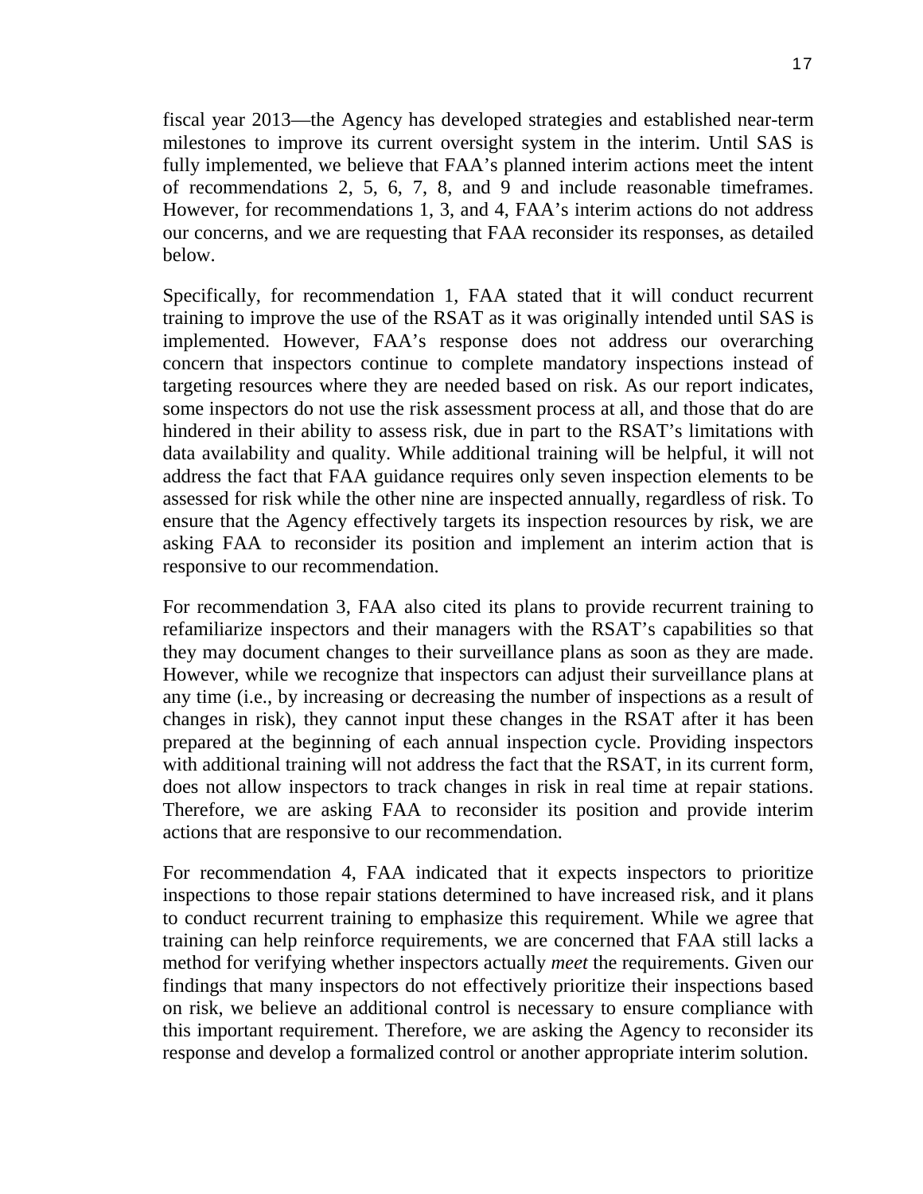fiscal year 2013—the Agency has developed strategies and established near-term milestones to improve its current oversight system in the interim. Until SAS is fully implemented, we believe that FAA's planned interim actions meet the intent of recommendations 2, 5, 6, 7, 8, and 9 and include reasonable timeframes. However, for recommendations 1, 3, and 4, FAA's interim actions do not address our concerns, and we are requesting that FAA reconsider its responses, as detailed below.

Specifically, for recommendation 1, FAA stated that it will conduct recurrent training to improve the use of the RSAT as it was originally intended until SAS is implemented. However, FAA's response does not address our overarching concern that inspectors continue to complete mandatory inspections instead of targeting resources where they are needed based on risk. As our report indicates, some inspectors do not use the risk assessment process at all, and those that do are hindered in their ability to assess risk, due in part to the RSAT's limitations with data availability and quality. While additional training will be helpful, it will not address the fact that FAA guidance requires only seven inspection elements to be assessed for risk while the other nine are inspected annually, regardless of risk. To ensure that the Agency effectively targets its inspection resources by risk, we are asking FAA to reconsider its position and implement an interim action that is responsive to our recommendation.

For recommendation 3, FAA also cited its plans to provide recurrent training to refamiliarize inspectors and their managers with the RSAT's capabilities so that they may document changes to their surveillance plans as soon as they are made. However, while we recognize that inspectors can adjust their surveillance plans at any time (i.e., by increasing or decreasing the number of inspections as a result of changes in risk), they cannot input these changes in the RSAT after it has been prepared at the beginning of each annual inspection cycle. Providing inspectors with additional training will not address the fact that the RSAT, in its current form, does not allow inspectors to track changes in risk in real time at repair stations. Therefore, we are asking FAA to reconsider its position and provide interim actions that are responsive to our recommendation.

For recommendation 4, FAA indicated that it expects inspectors to prioritize inspections to those repair stations determined to have increased risk, and it plans to conduct recurrent training to emphasize this requirement. While we agree that training can help reinforce requirements, we are concerned that FAA still lacks a method for verifying whether inspectors actually *meet* the requirements. Given our findings that many inspectors do not effectively prioritize their inspections based on risk, we believe an additional control is necessary to ensure compliance with this important requirement. Therefore, we are asking the Agency to reconsider its response and develop a formalized control or another appropriate interim solution.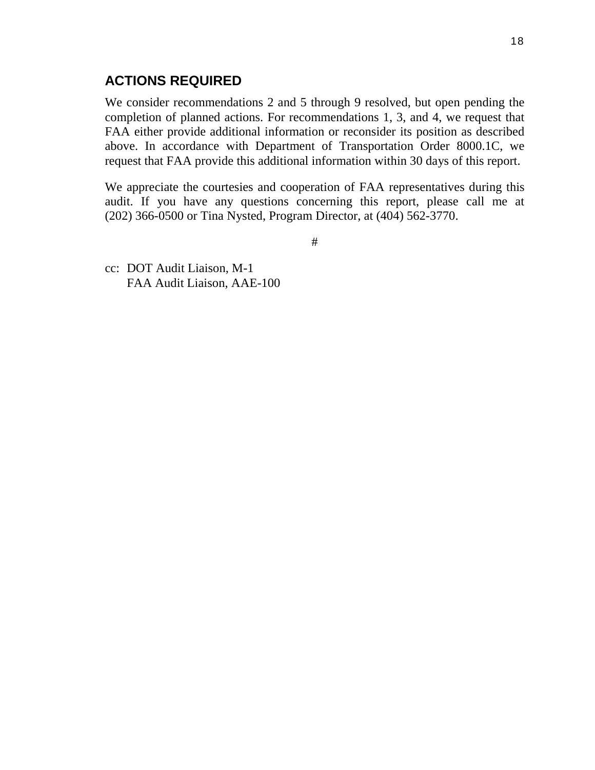## ACTIONS REQUIRED

We consider recommendations 2 and 5 through 9 resolved, but open pending the completion of planned actions. For recommendations 1, 3, and 4, we request that FAA either provide additional information or reconsider its position as described above. In accordance with Department of Transportation Order 8000.1C, we request that FAA provide this additional information within 30 days of this report.

We appreciate the courtesies and cooperation of FAA representatives during this audit. If you have any questions concerning this report, please call me at (202) 366-0500 or Tina Nysted, Program Director, at (404) 562-3770.

#

cc: DOT Audit Liaison, M-1
FAA Audit Liaison, AAE-100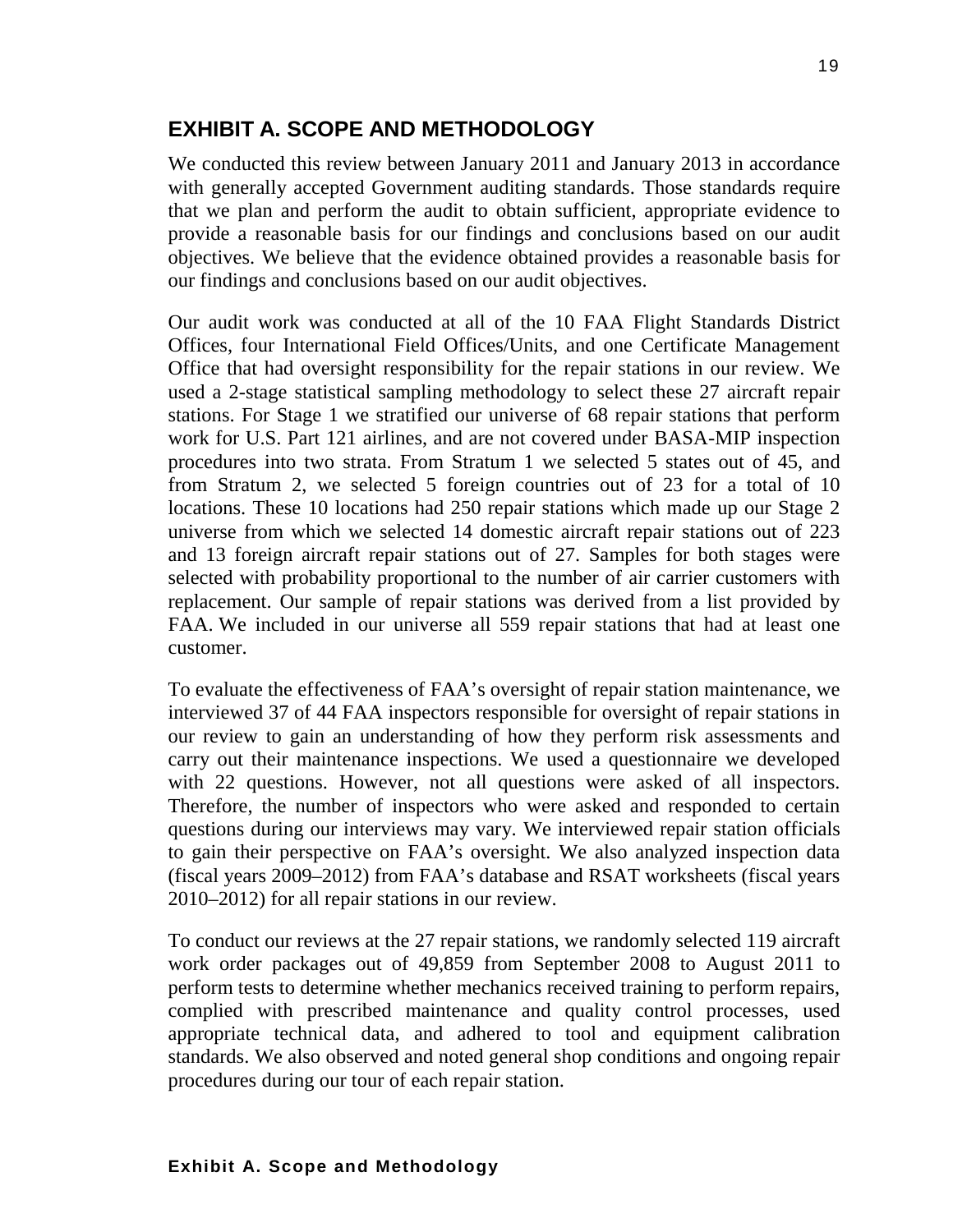## EXHIBIT A. SCOPE AND METHODOLOGY

We conducted this review between January 2011 and January 2013 in accordance with generally accepted Government auditing standards. Those standards require that we plan and perform the audit to obtain sufficient, appropriate evidence to provide a reasonable basis for our findings and conclusions based on our audit objectives. We believe that the evidence obtained provides a reasonable basis for our findings and conclusions based on our audit objectives.

Our audit work was conducted at all of the 10 FAA Flight Standards District Offices, four International Field Offices/Units, and one Certificate Management Office that had oversight responsibility for the repair stations in our review. We used a 2-stage statistical sampling methodology to select these 27 aircraft repair stations. For Stage 1 we stratified our universe of 68 repair stations that perform work for U.S. Part 121 airlines, and are not covered under BASA-MIP inspection procedures into two strata. From Stratum 1 we selected 5 states out of 45, and from Stratum 2, we selected 5 foreign countries out of 23 for a total of 10 locations. These 10 locations had 250 repair stations which made up our Stage 2 universe from which we selected 14 domestic aircraft repair stations out of 223 and 13 foreign aircraft repair stations out of 27. Samples for both stages were selected with probability proportional to the number of air carrier customers with replacement. Our sample of repair stations was derived from a list provided by FAA. We included in our universe all 559 repair stations that had at least one customer.

To evaluate the effectiveness of FAA's oversight of repair station maintenance, we interviewed 37 of 44 FAA inspectors responsible for oversight of repair stations in our review to gain an understanding of how they perform risk assessments and carry out their maintenance inspections. We used a questionnaire we developed with 22 questions. However, not all questions were asked of all inspectors. Therefore, the number of inspectors who were asked and responded to certain questions during our interviews may vary. We interviewed repair station officials to gain their perspective on FAA's oversight. We also analyzed inspection data (fiscal years 2009–2012) from FAA's database and RSAT worksheets (fiscal years 2010–2012) for all repair stations in our review.

To conduct our reviews at the 27 repair stations, we randomly selected 119 aircraft work order packages out of 49,859 from September 2008 to August 2011 to perform tests to determine whether mechanics received training to perform repairs, complied with prescribed maintenance and quality control processes, used appropriate technical data, and adhered to tool and equipment calibration standards. We also observed and noted general shop conditions and ongoing repair procedures during our tour of each repair station.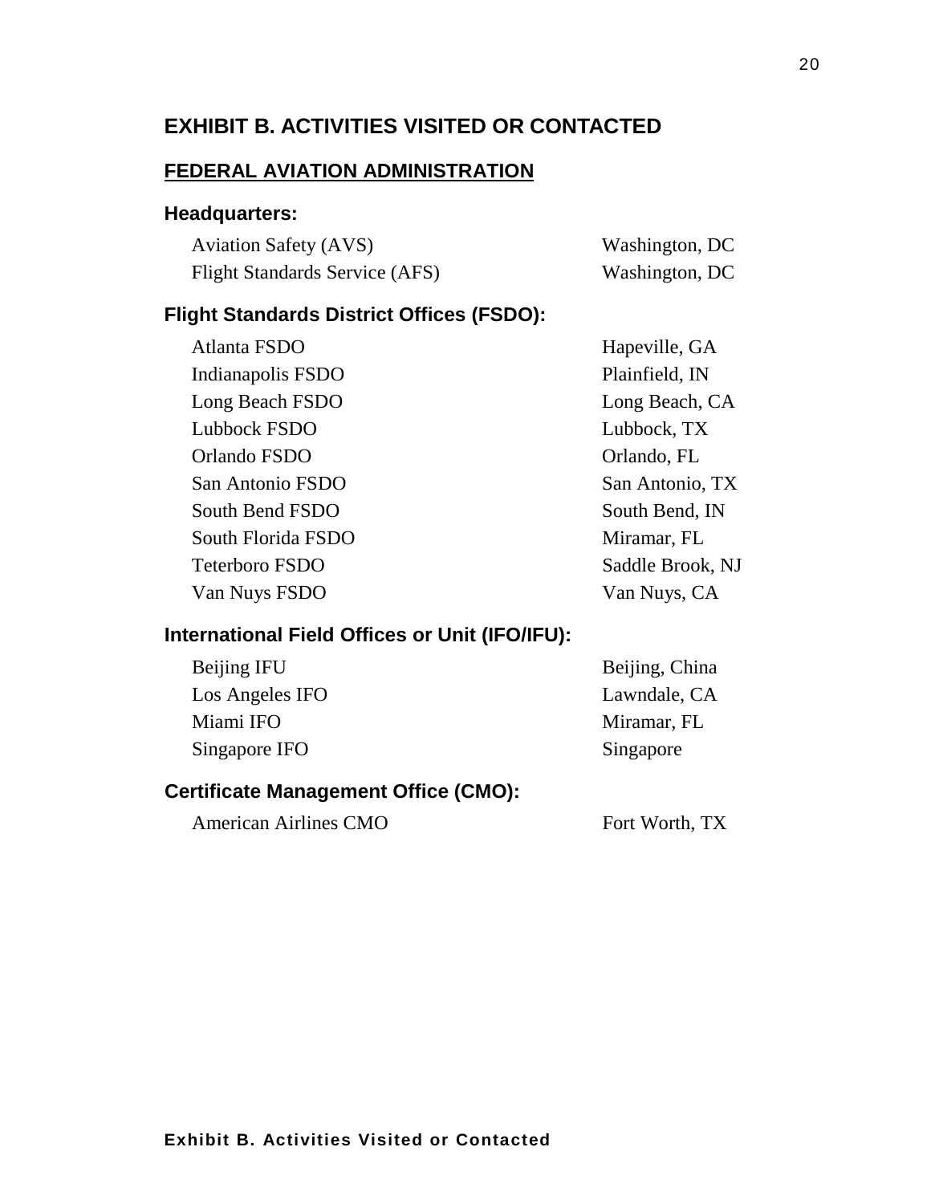## EXHIBIT B. ACTIVITIES VISITED OR CONTACTED

### FEDERAL AVIATION ADMINISTRATION

**Headquarters:**

| | |
|---|---|
| Aviation Safety (AVS) | Washington, DC |
| Flight Standards Service (AFS) | Washington, DC |

**Flight Standards District Offices (FSDO):**

| | |
|---|---|
| Atlanta FSDO | Hapeville, GA |
| Indianapolis FSDO | Plainfield, IN |
| Long Beach FSDO | Long Beach, CA |
| Lubbock FSDO | Lubbock, TX |
| Orlando FSDO | Orlando, FL |
| San Antonio FSDO | San Antonio, TX |
| South Bend FSDO | South Bend, IN |
| South Florida FSDO | Miramar, FL |
| Teterboro FSDO | Saddle Brook, NJ |
| Van Nuys FSDO | Van Nuys, CA |

**International Field Offices or Unit (IFO/IFU):**

| | |
|---|---|
| Beijing IFU | Beijing, China |
| Los Angeles IFO | Lawndale, CA |
| Miami IFO | Miramar, FL |
| Singapore IFO | Singapore |

**Certificate Management Office (CMO):**

| | |
|---|---|
| American Airlines CMO | Fort Worth, TX |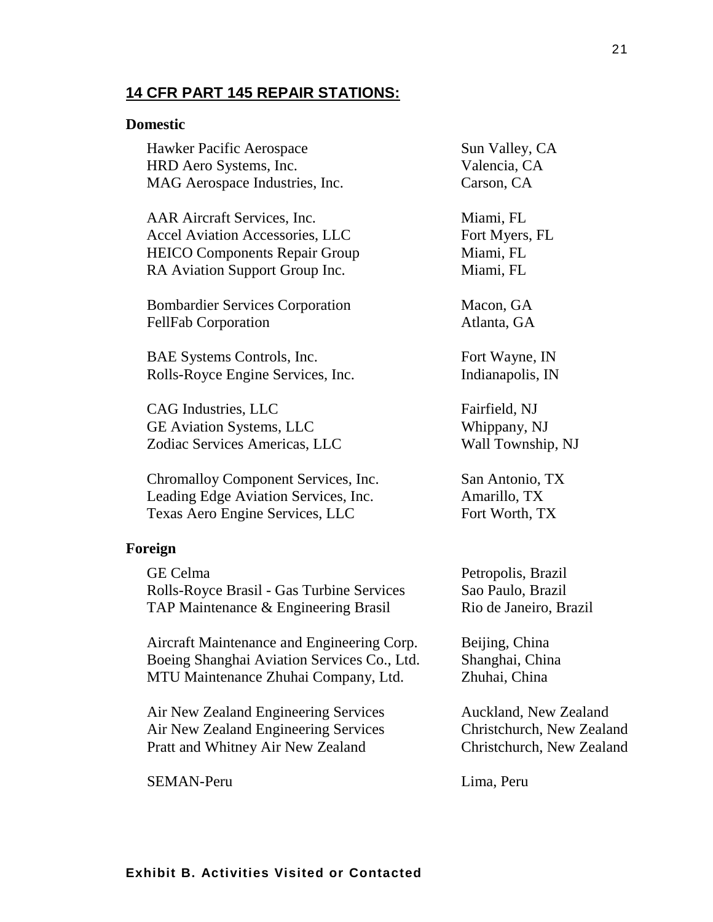## 14 CFR PART 145 REPAIR STATIONS:

### Domestic

| | |
|---|---|
| Hawker Pacific Aerospace | Sun Valley, CA |
| HRD Aero Systems, Inc. | Valencia, CA |
| MAG Aerospace Industries, Inc. | Carson, CA |
| | |
| AAR Aircraft Services, Inc. | Miami, FL |
| Accel Aviation Accessories, LLC | Fort Myers, FL |
| HEICO Components Repair Group | Miami, FL |
| RA Aviation Support Group Inc. | Miami, FL |
| | |
| Bombardier Services Corporation | Macon, GA |
| FellFab Corporation | Atlanta, GA |
| | |
| BAE Systems Controls, Inc. | Fort Wayne, IN |
| Rolls-Royce Engine Services, Inc. | Indianapolis, IN |
| | |
| CAG Industries, LLC | Fairfield, NJ |
| GE Aviation Systems, LLC | Whippany, NJ |
| Zodiac Services Americas, LLC | Wall Township, NJ |
| | |
| Chromalloy Component Services, Inc. | San Antonio, TX |
| Leading Edge Aviation Services, Inc. | Amarillo, TX |
| Texas Aero Engine Services, LLC | Fort Worth, TX |

### Foreign

| | |
|---|---|
| GE Celma | Petropolis, Brazil |
| Rolls-Royce Brasil - Gas Turbine Services | Sao Paulo, Brazil |
| TAP Maintenance & Engineering Brasil | Rio de Janeiro, Brazil |
| | |
| Aircraft Maintenance and Engineering Corp. | Beijing, China |
| Boeing Shanghai Aviation Services Co., Ltd. | Shanghai, China |
| MTU Maintenance Zhuhai Company, Ltd. | Zhuhai, China |
| | |
| Air New Zealand Engineering Services | Auckland, New Zealand |
| Air New Zealand Engineering Services | Christchurch, New Zealand |
| Pratt and Whitney Air New Zealand | Christchurch, New Zealand |
| | |
| SEMAN-Peru | Lima, Peru |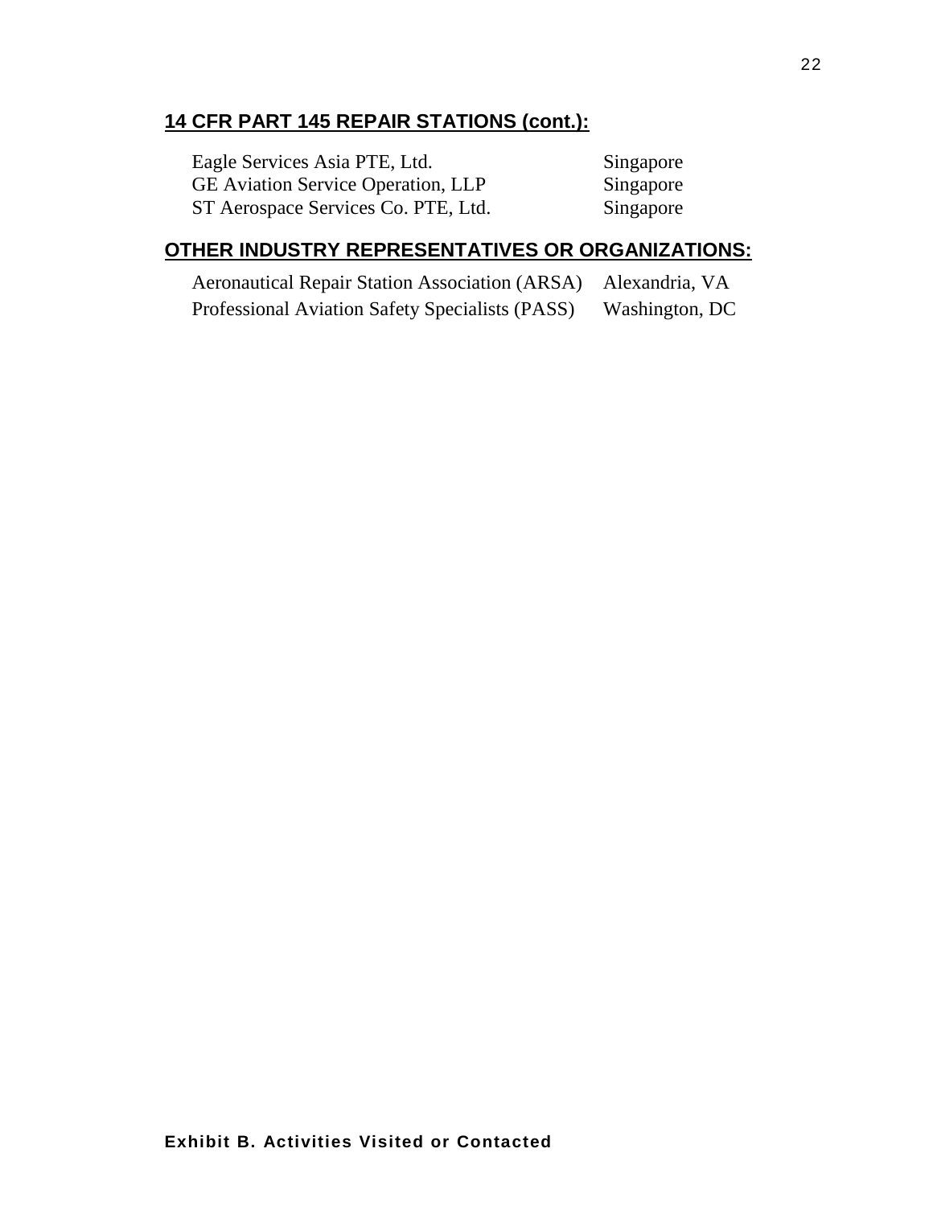## 14 CFR PART 145 REPAIR STATIONS (cont.):

| | |
|---|---|
| Eagle Services Asia PTE, Ltd. | Singapore |
| GE Aviation Service Operation, LLP | Singapore |
| ST Aerospace Services Co. PTE, Ltd. | Singapore |

## OTHER INDUSTRY REPRESENTATIVES OR ORGANIZATIONS:

| | |
|---|---|
| Aeronautical Repair Station Association (ARSA) | Alexandria, VA |
| Professional Aviation Safety Specialists (PASS) | Washington, DC |

**Exhibit B. Activities Visited or Contacted**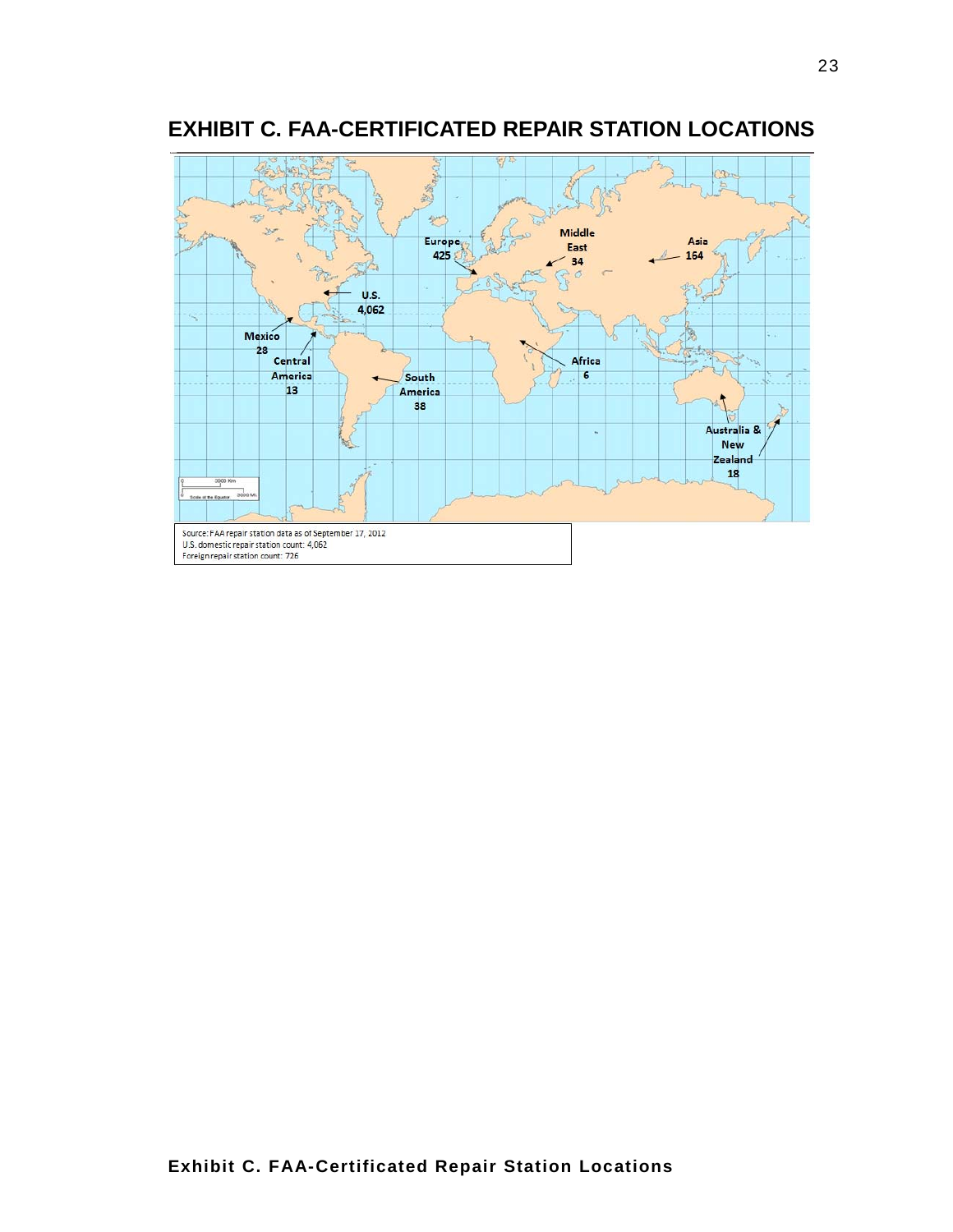# EXHIBIT C. FAA-CERTIFICATED REPAIR STATION LOCATIONS

Europe 425

Middle East 34

Asia 164

U.S. 4,062

Mexico 28

Central America 13

South America 38

Africa 6

Australia & New Zealand 18

Source: FAA repair station data as of September 17, 2012
U.S. domestic repair station count: 4,062
Foreign repair station count: 726

**Exhibit C. FAA-Certificated Repair Station Locations**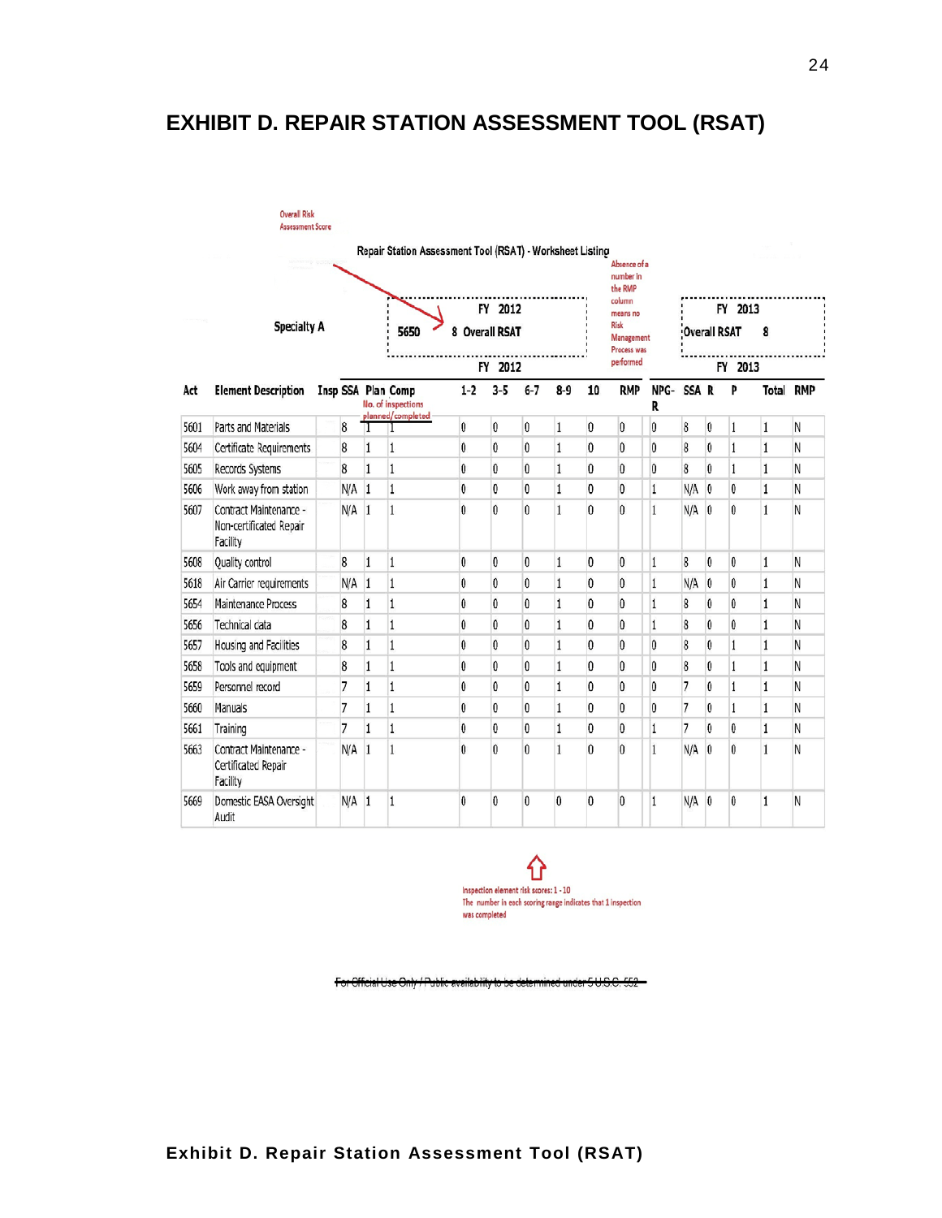# EXHIBIT D. REPAIR STATION ASSESSMENT TOOL (RSAT)

Overall Risk Assessment Score

Repair Station Assessment Tool (RSAT) - Worksheet Listing

Absence of a number in the RMP column means no Risk Management Process was performed

Specialty A | 5650 | FY 2012: 8 Overall RSAT | FY 2013: Overall RSAT 8

| | | | | | FY 2012 | | | | | | | | FY 2013 | | | | |
|---|---|---|---|---|---|---|---|---|---|---|---|---|---|---|---|---|---|
| Act | Element Description | Insp | SSA | Plan | Comp | 1-2 | 3-5 | 6-7 | 8-9 | 10 | RMP | NPG-R | SSA | R | P | Total | RMP |
| | | | | No. of inspections planned/completed | | | | | | | | | | | | | |
| 5601 | Parts and Materials | | 8 | 1 | 1 | 0 | 0 | 0 | 1 | 0 | 0 | 0 | 8 | 0 | 1 | 1 | N |
| 5604 | Certificate Requirements | | 8 | 1 | 1 | 0 | 0 | 0 | 1 | 0 | 0 | 0 | 8 | 0 | 1 | 1 | N |
| 5605 | Records Systems | | 8 | 1 | 1 | 0 | 0 | 0 | 1 | 0 | 0 | 0 | 8 | 0 | 1 | 1 | N |
| 5606 | Work away from station | | N/A | 1 | 1 | 0 | 0 | 0 | 1 | 0 | 0 | 1 | N/A | 0 | 0 | 1 | N |
| 5607 | Contract Maintenance - Non-certificated Repair Facility | | N/A | 1 | 1 | 0 | 0 | 0 | 1 | 0 | 0 | 1 | N/A | 0 | 0 | 1 | N |
| 5608 | Quality control | | 8 | 1 | 1 | 0 | 0 | 0 | 1 | 0 | 0 | 1 | 8 | 0 | 0 | 1 | N |
| 5618 | Air Carrier requirements | | N/A | 1 | 1 | 0 | 0 | 0 | 1 | 0 | 0 | 1 | N/A | 0 | 0 | 1 | N |
| 5654 | Maintenance Process | | 8 | 1 | 1 | 0 | 0 | 0 | 1 | 0 | 0 | 1 | 8 | 0 | 0 | 1 | N |
| 5656 | Technical data | | 8 | 1 | 1 | 0 | 0 | 0 | 1 | 0 | 0 | 1 | 8 | 0 | 0 | 1 | N |
| 5657 | Housing and Facilities | | 8 | 1 | 1 | 0 | 0 | 0 | 1 | 0 | 0 | 0 | 8 | 0 | 1 | 1 | N |
| 5658 | Tools and equipment | | 8 | 1 | 1 | 0 | 0 | 0 | 1 | 0 | 0 | 0 | 8 | 0 | 1 | 1 | N |
| 5659 | Personnel record | | 7 | 1 | 1 | 0 | 0 | 0 | 1 | 0 | 0 | 0 | 7 | 0 | 1 | 1 | N |
| 5660 | Manuals | | 7 | 1 | 1 | 0 | 0 | 0 | 1 | 0 | 0 | 0 | 7 | 0 | 1 | 1 | N |
| 5661 | Training | | 7 | 1 | 1 | 0 | 0 | 0 | 1 | 0 | 0 | 1 | 7 | 0 | 0 | 1 | N |
| 5663 | Contract Maintenance - Certificated Repair Facility | | N/A | 1 | 1 | 0 | 0 | 0 | 1 | 0 | 0 | 1 | N/A | 0 | 0 | 1 | N |
| 5669 | Domestic EASA Oversight Audit | | N/A | 1 | 1 | 0 | 0 | 0 | 0 | 0 | 0 | 1 | N/A | 0 | 0 | 1 | N |

Inspection element risk scores: 1 - 10
The number in each scoring range indicates that 1 inspection was completed

~~For Official Use Only / Public availability to be determined under 5 U.S.C. 552~~

**Exhibit D. Repair Station Assessment Tool (RSAT)**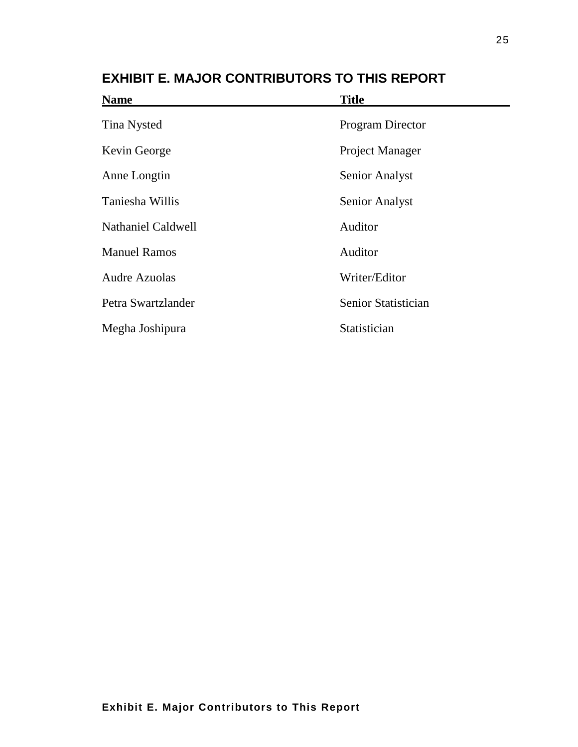## EXHIBIT E. MAJOR CONTRIBUTORS TO THIS REPORT

| Name | Title |
|---|---|
| Tina Nysted | Program Director |
| Kevin George | Project Manager |
| Anne Longtin | Senior Analyst |
| Taniesha Willis | Senior Analyst |
| Nathaniel Caldwell | Auditor |
| Manuel Ramos | Auditor |
| Audre Azuolas | Writer/Editor |
| Petra Swartzlander | Senior Statistician |
| Megha Joshipura | Statistician |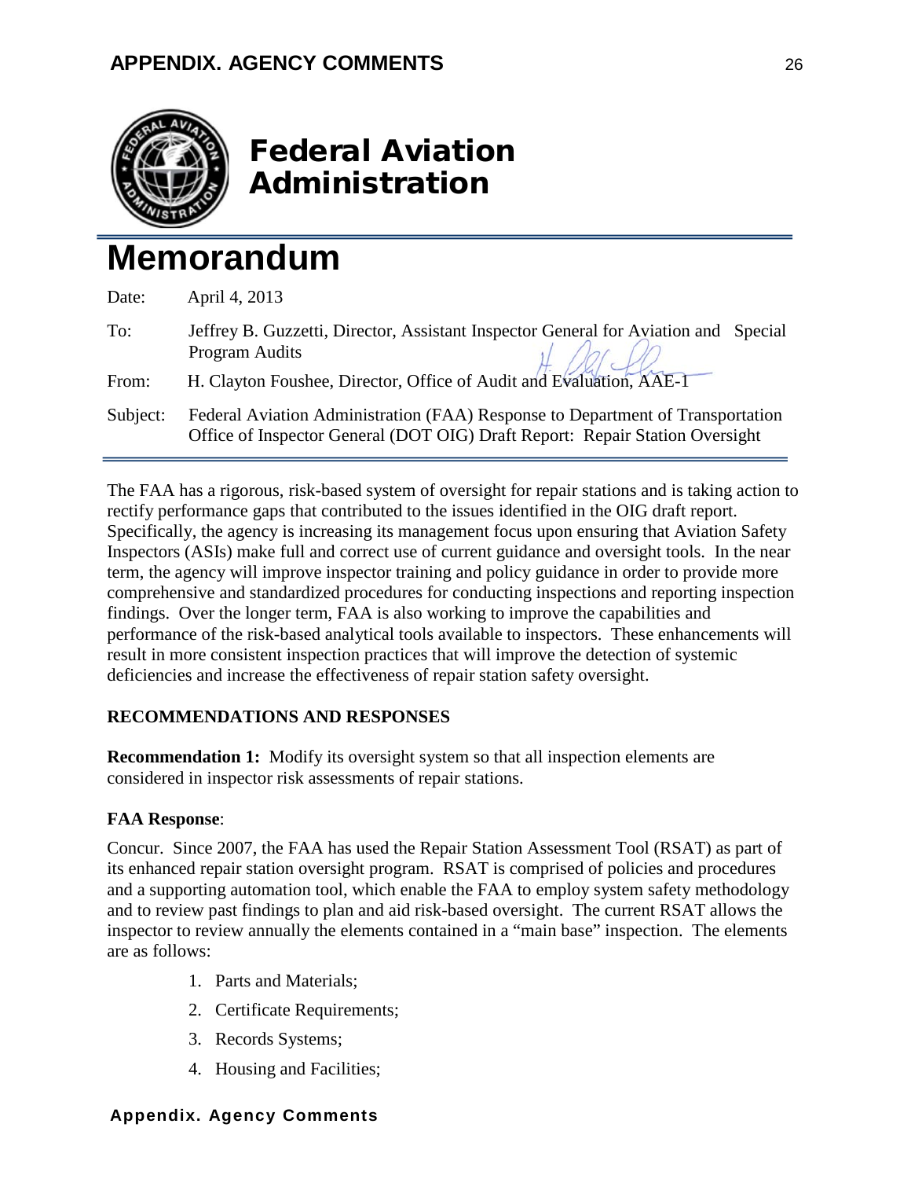# Federal Aviation Administration

# Memorandum

Date: April 4, 2013

To: Jeffrey B. Guzzetti, Director, Assistant Inspector General for Aviation and Special Program Audits

From: H. Clayton Foushee, Director, Office of Audit and Evaluation, AAE-1

Subject: Federal Aviation Administration (FAA) Response to Department of Transportation Office of Inspector General (DOT OIG) Draft Report: Repair Station Oversight

The FAA has a rigorous, risk-based system of oversight for repair stations and is taking action to rectify performance gaps that contributed to the issues identified in the OIG draft report. Specifically, the agency is increasing its management focus upon ensuring that Aviation Safety Inspectors (ASIs) make full and correct use of current guidance and oversight tools. In the near term, the agency will improve inspector training and policy guidance in order to provide more comprehensive and standardized procedures for conducting inspections and reporting inspection findings. Over the longer term, FAA is also working to improve the capabilities and performance of the risk-based analytical tools available to inspectors. These enhancements will result in more consistent inspection practices that will improve the detection of systemic deficiencies and increase the effectiveness of repair station safety oversight.

**RECOMMENDATIONS AND RESPONSES**

**Recommendation 1:** Modify its oversight system so that all inspection elements are considered in inspector risk assessments of repair stations.

**FAA Response**:

Concur. Since 2007, the FAA has used the Repair Station Assessment Tool (RSAT) as part of its enhanced repair station oversight program. RSAT is comprised of policies and procedures and a supporting automation tool, which enable the FAA to employ system safety methodology and to review past findings to plan and aid risk-based oversight. The current RSAT allows the inspector to review annually the elements contained in a "main base" inspection. The elements are as follows:

1. Parts and Materials;
2. Certificate Requirements;
3. Records Systems;
4. Housing and Facilities;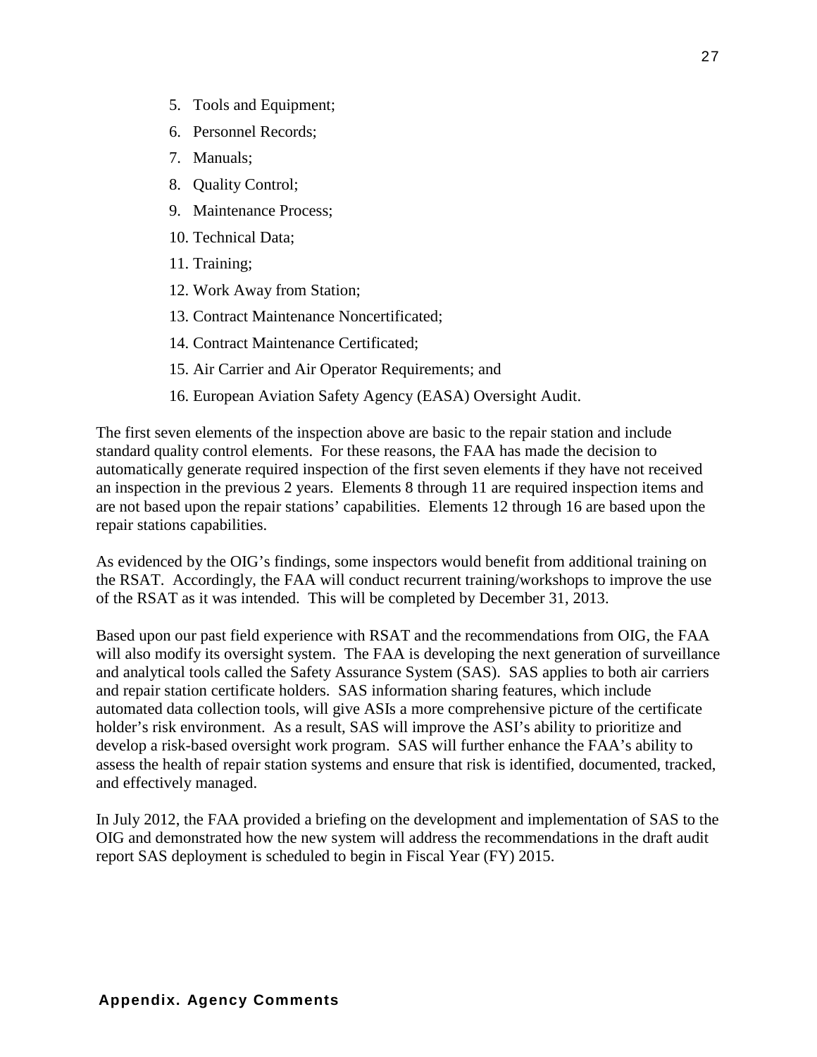5. Tools and Equipment;
6. Personnel Records;
7. Manuals;
8. Quality Control;
9. Maintenance Process;
10. Technical Data;
11. Training;
12. Work Away from Station;
13. Contract Maintenance Noncertificated;
14. Contract Maintenance Certificated;
15. Air Carrier and Air Operator Requirements; and
16. European Aviation Safety Agency (EASA) Oversight Audit.

The first seven elements of the inspection above are basic to the repair station and include standard quality control elements. For these reasons, the FAA has made the decision to automatically generate required inspection of the first seven elements if they have not received an inspection in the previous 2 years. Elements 8 through 11 are required inspection items and are not based upon the repair stations' capabilities. Elements 12 through 16 are based upon the repair stations capabilities.

As evidenced by the OIG's findings, some inspectors would benefit from additional training on the RSAT. Accordingly, the FAA will conduct recurrent training/workshops to improve the use of the RSAT as it was intended. This will be completed by December 31, 2013.

Based upon our past field experience with RSAT and the recommendations from OIG, the FAA will also modify its oversight system. The FAA is developing the next generation of surveillance and analytical tools called the Safety Assurance System (SAS). SAS applies to both air carriers and repair station certificate holders. SAS information sharing features, which include automated data collection tools, will give ASIs a more comprehensive picture of the certificate holder's risk environment. As a result, SAS will improve the ASI's ability to prioritize and develop a risk-based oversight work program. SAS will further enhance the FAA's ability to assess the health of repair station systems and ensure that risk is identified, documented, tracked, and effectively managed.

In July 2012, the FAA provided a briefing on the development and implementation of SAS to the OIG and demonstrated how the new system will address the recommendations in the draft audit report SAS deployment is scheduled to begin in Fiscal Year (FY) 2015.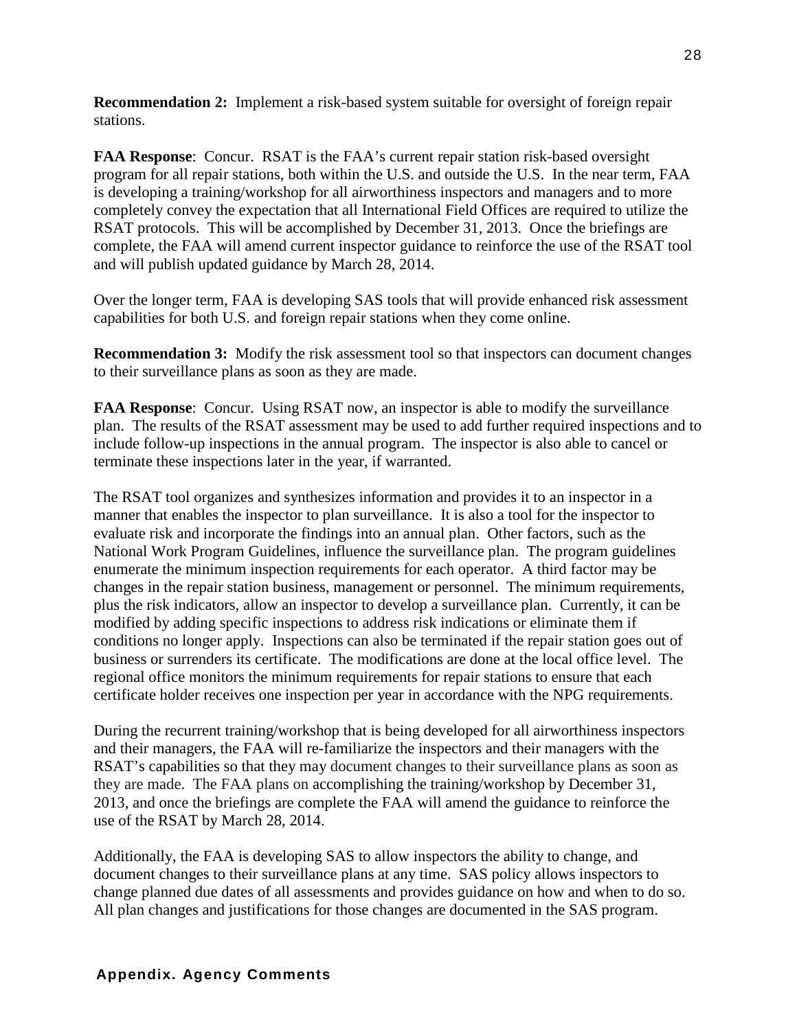**Recommendation 2:** Implement a risk-based system suitable for oversight of foreign repair stations.

**FAA Response**: Concur. RSAT is the FAA's current repair station risk-based oversight program for all repair stations, both within the U.S. and outside the U.S. In the near term, FAA is developing a training/workshop for all airworthiness inspectors and managers and to more completely convey the expectation that all International Field Offices are required to utilize the RSAT protocols. This will be accomplished by December 31, 2013. Once the briefings are complete, the FAA will amend current inspector guidance to reinforce the use of the RSAT tool and will publish updated guidance by March 28, 2014.

Over the longer term, FAA is developing SAS tools that will provide enhanced risk assessment capabilities for both U.S. and foreign repair stations when they come online.

**Recommendation 3:** Modify the risk assessment tool so that inspectors can document changes to their surveillance plans as soon as they are made.

**FAA Response**: Concur. Using RSAT now, an inspector is able to modify the surveillance plan. The results of the RSAT assessment may be used to add further required inspections and to include follow-up inspections in the annual program. The inspector is also able to cancel or terminate these inspections later in the year, if warranted.

The RSAT tool organizes and synthesizes information and provides it to an inspector in a manner that enables the inspector to plan surveillance. It is also a tool for the inspector to evaluate risk and incorporate the findings into an annual plan. Other factors, such as the National Work Program Guidelines, influence the surveillance plan. The program guidelines enumerate the minimum inspection requirements for each operator. A third factor may be changes in the repair station business, management or personnel. The minimum requirements, plus the risk indicators, allow an inspector to develop a surveillance plan. Currently, it can be modified by adding specific inspections to address risk indications or eliminate them if conditions no longer apply. Inspections can also be terminated if the repair station goes out of business or surrenders its certificate. The modifications are done at the local office level. The regional office monitors the minimum requirements for repair stations to ensure that each certificate holder receives one inspection per year in accordance with the NPG requirements.

During the recurrent training/workshop that is being developed for all airworthiness inspectors and their managers, the FAA will re-familiarize the inspectors and their managers with the RSAT's capabilities so that they may document changes to their surveillance plans as soon as they are made. The FAA plans on accomplishing the training/workshop by December 31, 2013, and once the briefings are complete the FAA will amend the guidance to reinforce the use of the RSAT by March 28, 2014.

Additionally, the FAA is developing SAS to allow inspectors the ability to change, and document changes to their surveillance plans at any time. SAS policy allows inspectors to change planned due dates of all assessments and provides guidance on how and when to do so. All plan changes and justifications for those changes are documented in the SAS program.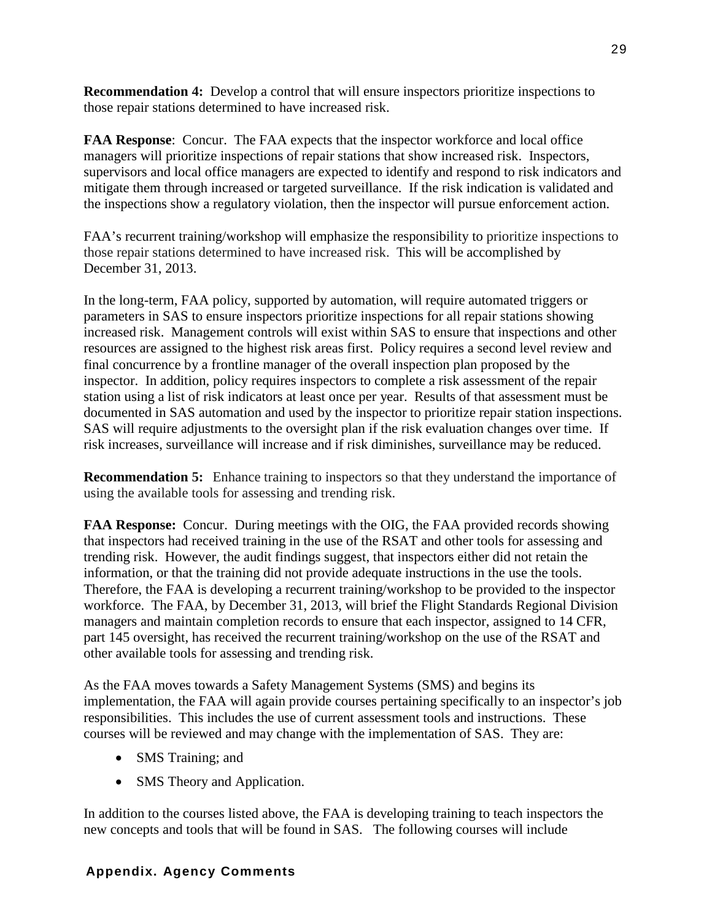**Recommendation 4:** Develop a control that will ensure inspectors prioritize inspections to those repair stations determined to have increased risk.

**FAA Response**: Concur. The FAA expects that the inspector workforce and local office managers will prioritize inspections of repair stations that show increased risk. Inspectors, supervisors and local office managers are expected to identify and respond to risk indicators and mitigate them through increased or targeted surveillance. If the risk indication is validated and the inspections show a regulatory violation, then the inspector will pursue enforcement action.

FAA's recurrent training/workshop will emphasize the responsibility to prioritize inspections to those repair stations determined to have increased risk. This will be accomplished by December 31, 2013.

In the long-term, FAA policy, supported by automation, will require automated triggers or parameters in SAS to ensure inspectors prioritize inspections for all repair stations showing increased risk. Management controls will exist within SAS to ensure that inspections and other resources are assigned to the highest risk areas first. Policy requires a second level review and final concurrence by a frontline manager of the overall inspection plan proposed by the inspector. In addition, policy requires inspectors to complete a risk assessment of the repair station using a list of risk indicators at least once per year. Results of that assessment must be documented in SAS automation and used by the inspector to prioritize repair station inspections. SAS will require adjustments to the oversight plan if the risk evaluation changes over time. If risk increases, surveillance will increase and if risk diminishes, surveillance may be reduced.

**Recommendation 5:** Enhance training to inspectors so that they understand the importance of using the available tools for assessing and trending risk.

**FAA Response:** Concur. During meetings with the OIG, the FAA provided records showing that inspectors had received training in the use of the RSAT and other tools for assessing and trending risk. However, the audit findings suggest, that inspectors either did not retain the information, or that the training did not provide adequate instructions in the use the tools. Therefore, the FAA is developing a recurrent training/workshop to be provided to the inspector workforce. The FAA, by December 31, 2013, will brief the Flight Standards Regional Division managers and maintain completion records to ensure that each inspector, assigned to 14 CFR, part 145 oversight, has received the recurrent training/workshop on the use of the RSAT and other available tools for assessing and trending risk.

As the FAA moves towards a Safety Management Systems (SMS) and begins its implementation, the FAA will again provide courses pertaining specifically to an inspector's job responsibilities. This includes the use of current assessment tools and instructions. These courses will be reviewed and may change with the implementation of SAS. They are:

- SMS Training; and
- SMS Theory and Application.

In addition to the courses listed above, the FAA is developing training to teach inspectors the new concepts and tools that will be found in SAS. The following courses will include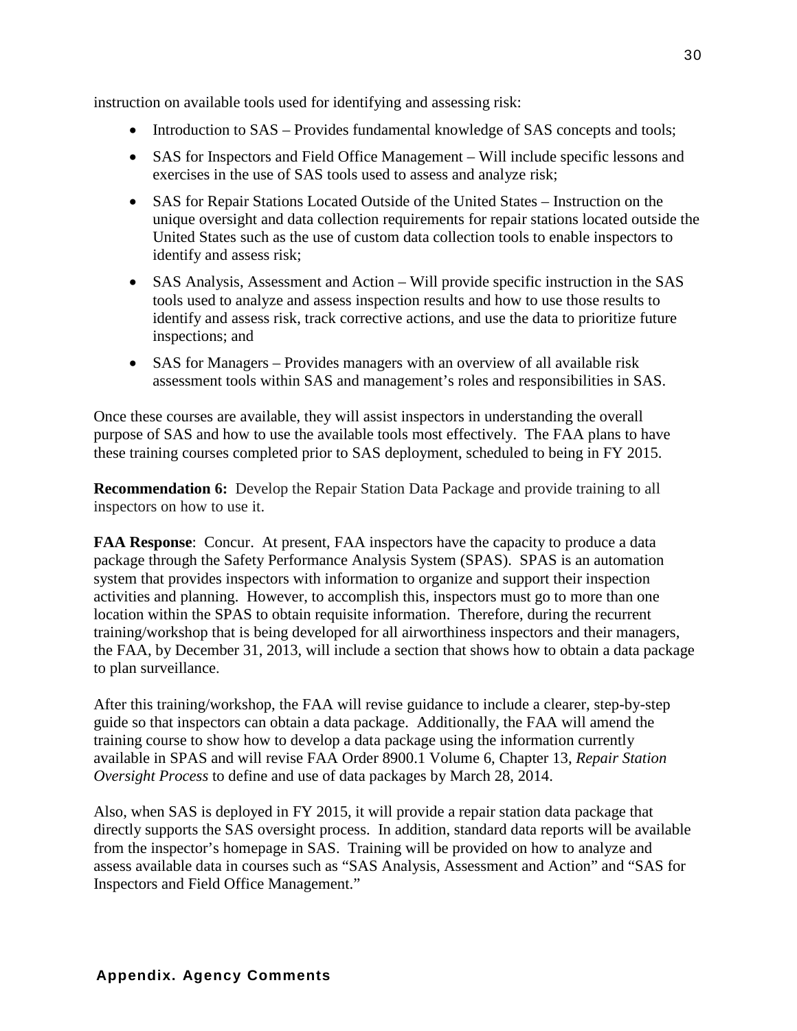instruction on available tools used for identifying and assessing risk:

- Introduction to SAS – Provides fundamental knowledge of SAS concepts and tools;
- SAS for Inspectors and Field Office Management – Will include specific lessons and exercises in the use of SAS tools used to assess and analyze risk;
- SAS for Repair Stations Located Outside of the United States – Instruction on the unique oversight and data collection requirements for repair stations located outside the United States such as the use of custom data collection tools to enable inspectors to identify and assess risk;
- SAS Analysis, Assessment and Action – Will provide specific instruction in the SAS tools used to analyze and assess inspection results and how to use those results to identify and assess risk, track corrective actions, and use the data to prioritize future inspections; and
- SAS for Managers – Provides managers with an overview of all available risk assessment tools within SAS and management's roles and responsibilities in SAS.

Once these courses are available, they will assist inspectors in understanding the overall purpose of SAS and how to use the available tools most effectively. The FAA plans to have these training courses completed prior to SAS deployment, scheduled to being in FY 2015.

**Recommendation 6:** Develop the Repair Station Data Package and provide training to all inspectors on how to use it.

**FAA Response**: Concur. At present, FAA inspectors have the capacity to produce a data package through the Safety Performance Analysis System (SPAS). SPAS is an automation system that provides inspectors with information to organize and support their inspection activities and planning. However, to accomplish this, inspectors must go to more than one location within the SPAS to obtain requisite information. Therefore, during the recurrent training/workshop that is being developed for all airworthiness inspectors and their managers, the FAA, by December 31, 2013, will include a section that shows how to obtain a data package to plan surveillance.

After this training/workshop, the FAA will revise guidance to include a clearer, step-by-step guide so that inspectors can obtain a data package. Additionally, the FAA will amend the training course to show how to develop a data package using the information currently available in SPAS and will revise FAA Order 8900.1 Volume 6, Chapter 13, *Repair Station Oversight Process* to define and use of data packages by March 28, 2014.

Also, when SAS is deployed in FY 2015, it will provide a repair station data package that directly supports the SAS oversight process. In addition, standard data reports will be available from the inspector's homepage in SAS. Training will be provided on how to analyze and assess available data in courses such as "SAS Analysis, Assessment and Action" and "SAS for Inspectors and Field Office Management."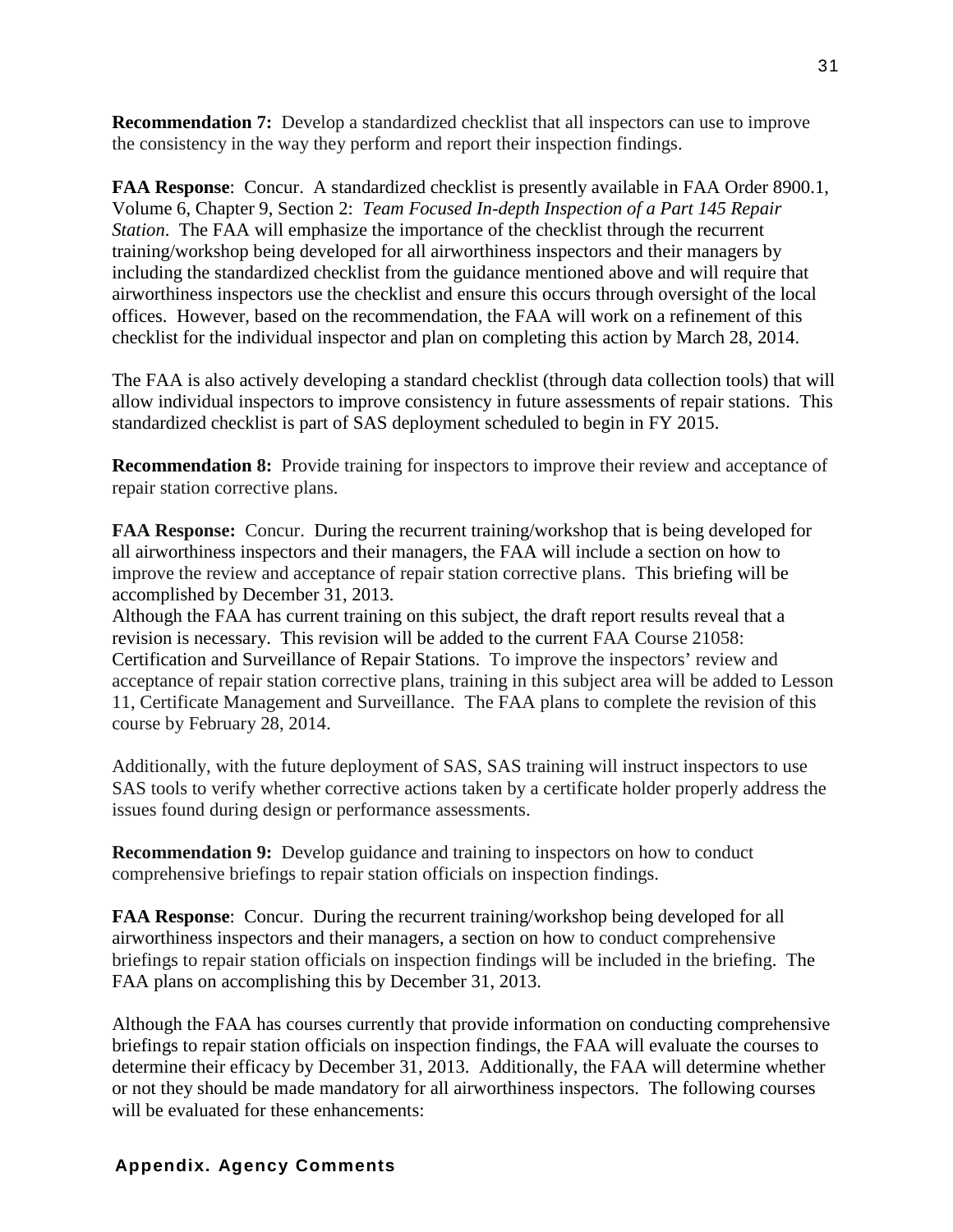**Recommendation 7:** Develop a standardized checklist that all inspectors can use to improve the consistency in the way they perform and report their inspection findings.

**FAA Response**: Concur. A standardized checklist is presently available in FAA Order 8900.1, Volume 6, Chapter 9, Section 2: *Team Focused In-depth Inspection of a Part 145 Repair Station*. The FAA will emphasize the importance of the checklist through the recurrent training/workshop being developed for all airworthiness inspectors and their managers by including the standardized checklist from the guidance mentioned above and will require that airworthiness inspectors use the checklist and ensure this occurs through oversight of the local offices. However, based on the recommendation, the FAA will work on a refinement of this checklist for the individual inspector and plan on completing this action by March 28, 2014.

The FAA is also actively developing a standard checklist (through data collection tools) that will allow individual inspectors to improve consistency in future assessments of repair stations. This standardized checklist is part of SAS deployment scheduled to begin in FY 2015.

**Recommendation 8:** Provide training for inspectors to improve their review and acceptance of repair station corrective plans.

**FAA Response:** Concur. During the recurrent training/workshop that is being developed for all airworthiness inspectors and their managers, the FAA will include a section on how to improve the review and acceptance of repair station corrective plans. This briefing will be accomplished by December 31, 2013.
Although the FAA has current training on this subject, the draft report results reveal that a revision is necessary. This revision will be added to the current FAA Course 21058: Certification and Surveillance of Repair Stations. To improve the inspectors' review and acceptance of repair station corrective plans, training in this subject area will be added to Lesson 11, Certificate Management and Surveillance. The FAA plans to complete the revision of this course by February 28, 2014.

Additionally, with the future deployment of SAS, SAS training will instruct inspectors to use SAS tools to verify whether corrective actions taken by a certificate holder properly address the issues found during design or performance assessments.

**Recommendation 9:** Develop guidance and training to inspectors on how to conduct comprehensive briefings to repair station officials on inspection findings.

**FAA Response**: Concur. During the recurrent training/workshop being developed for all airworthiness inspectors and their managers, a section on how to conduct comprehensive briefings to repair station officials on inspection findings will be included in the briefing. The FAA plans on accomplishing this by December 31, 2013.

Although the FAA has courses currently that provide information on conducting comprehensive briefings to repair station officials on inspection findings, the FAA will evaluate the courses to determine their efficacy by December 31, 2013. Additionally, the FAA will determine whether or not they should be made mandatory for all airworthiness inspectors. The following courses will be evaluated for these enhancements: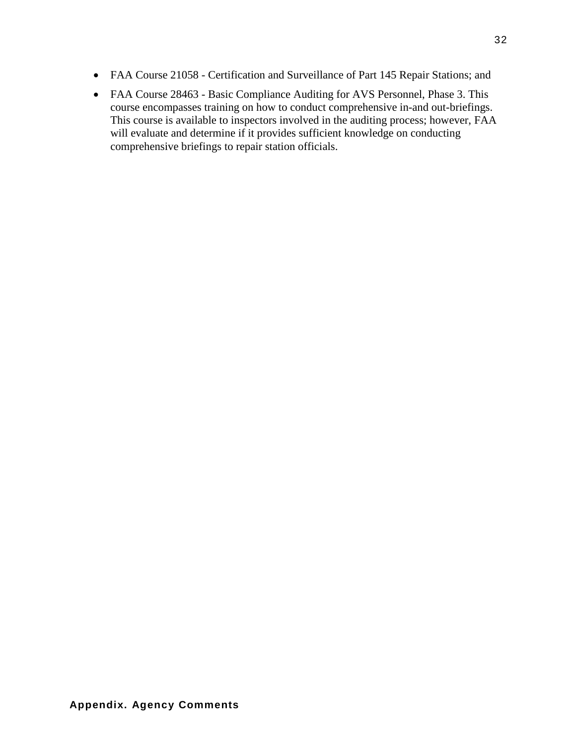- FAA Course 21058 - Certification and Surveillance of Part 145 Repair Stations; and
- FAA Course 28463 - Basic Compliance Auditing for AVS Personnel, Phase 3. This course encompasses training on how to conduct comprehensive in-and out-briefings. This course is available to inspectors involved in the auditing process; however, FAA will evaluate and determine if it provides sufficient knowledge on conducting comprehensive briefings to repair station officials.